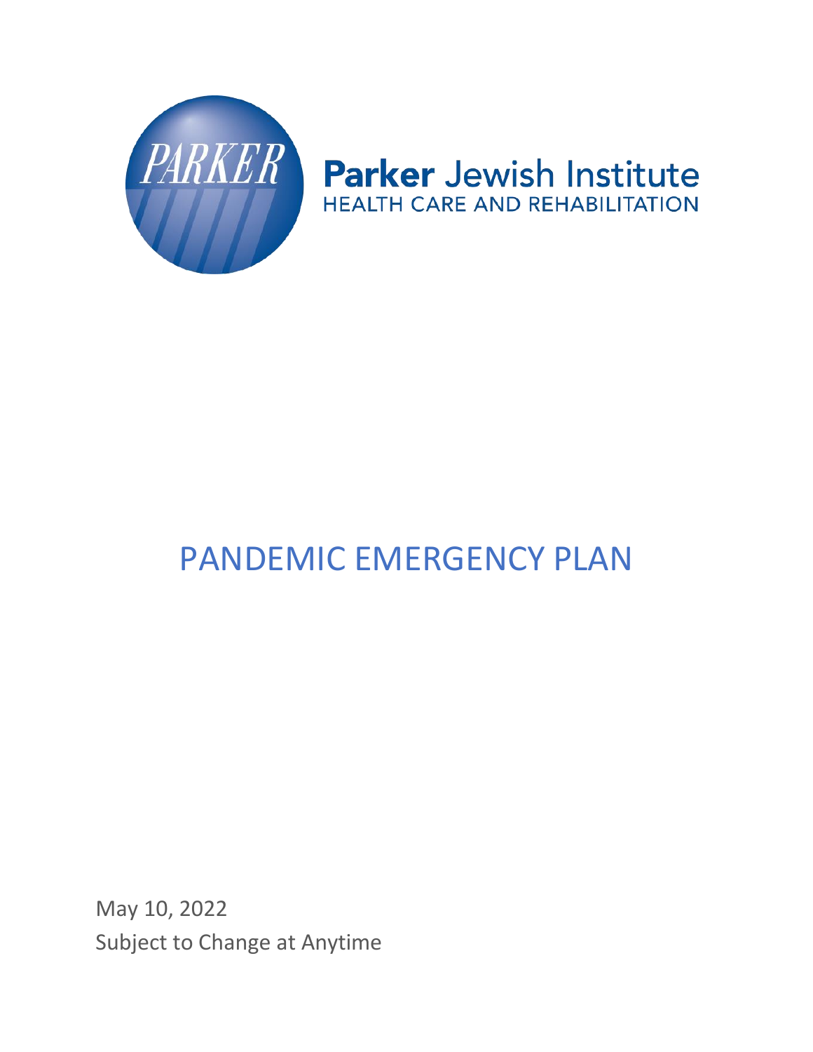PARKER

**Parker** Jewish Institute
HEALTH CARE AND REHABILITATION

# PANDEMIC EMERGENCY PLAN

May 10, 2022
Subject to Change at Anytime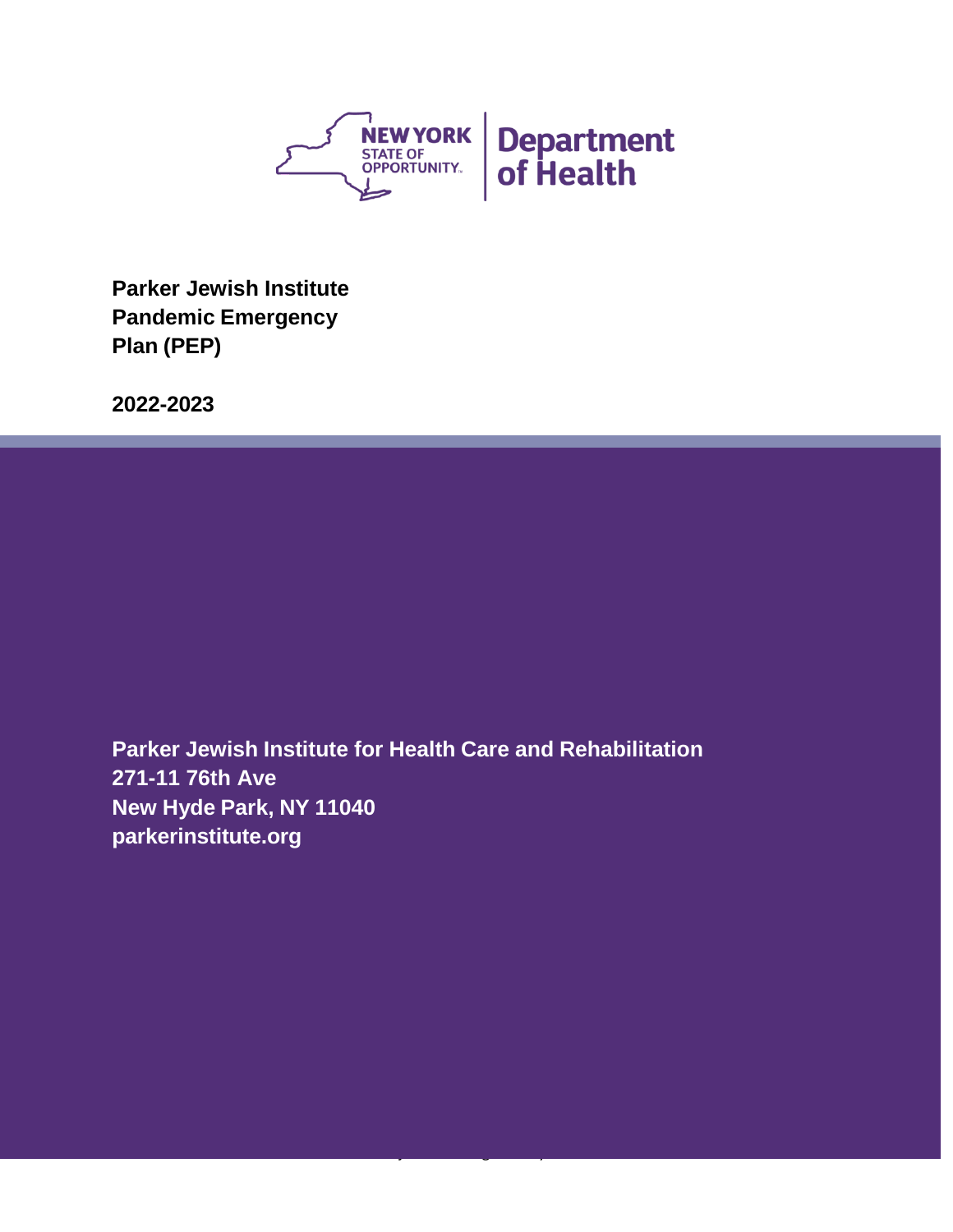**Parker Jewish Institute Pandemic Emergency Plan (PEP)**

**2022-2023**

**Parker Jewish Institute for Health Care and Rehabilitation**
**271-11 76th Ave**
**New Hyde Park, NY 11040**
**parkerinstitute.org**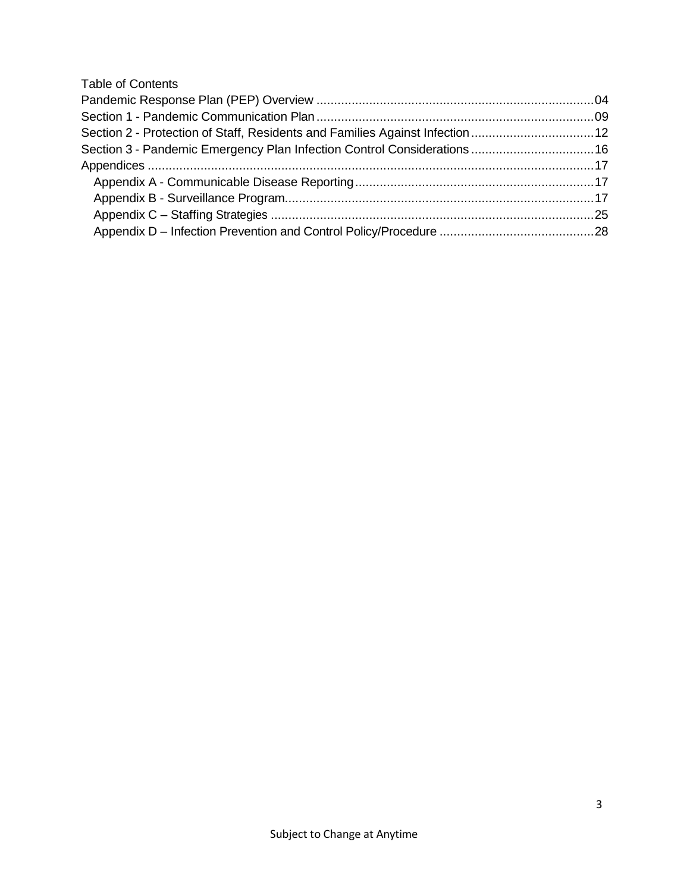# Table of Contents

- Pandemic Response Plan (PEP) Overview ........................................ 04
- Section 1 - Pandemic Communication Plan ........................................ 09
- Section 2 - Protection of Staff, Residents and Families Against Infection ........................................ 12
- Section 3 - Pandemic Emergency Plan Infection Control Considerations ........................................ 16
- Appendices ........................................ 17
  - Appendix A - Communicable Disease Reporting ........................................ 17
  - Appendix B - Surveillance Program ........................................ 17
  - Appendix C – Staffing Strategies ........................................ 25
  - Appendix D – Infection Prevention and Control Policy/Procedure ........................................ 28

Subject to Change at Anytime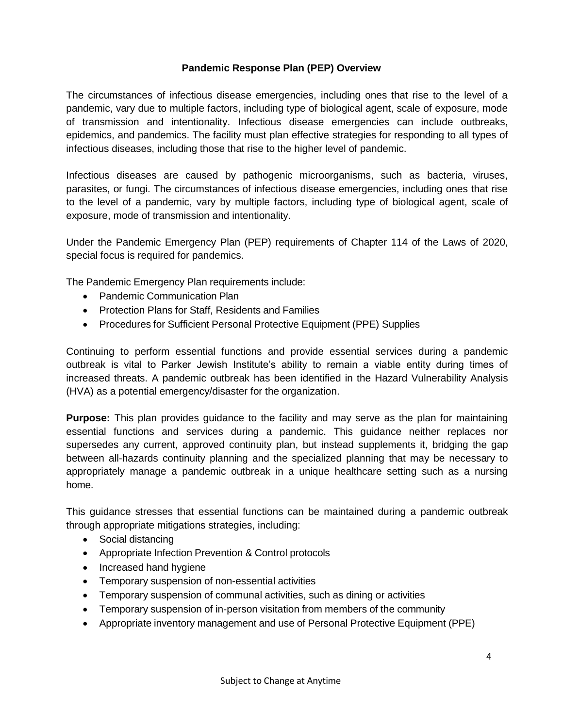## Pandemic Response Plan (PEP) Overview

The circumstances of infectious disease emergencies, including ones that rise to the level of a pandemic, vary due to multiple factors, including type of biological agent, scale of exposure, mode of transmission and intentionality. Infectious disease emergencies can include outbreaks, epidemics, and pandemics. The facility must plan effective strategies for responding to all types of infectious diseases, including those that rise to the higher level of pandemic.

Infectious diseases are caused by pathogenic microorganisms, such as bacteria, viruses, parasites, or fungi. The circumstances of infectious disease emergencies, including ones that rise to the level of a pandemic, vary by multiple factors, including type of biological agent, scale of exposure, mode of transmission and intentionality.

Under the Pandemic Emergency Plan (PEP) requirements of Chapter 114 of the Laws of 2020, special focus is required for pandemics.

The Pandemic Emergency Plan requirements include:

- Pandemic Communication Plan
- Protection Plans for Staff, Residents and Families
- Procedures for Sufficient Personal Protective Equipment (PPE) Supplies

Continuing to perform essential functions and provide essential services during a pandemic outbreak is vital to Parker Jewish Institute's ability to remain a viable entity during times of increased threats. A pandemic outbreak has been identified in the Hazard Vulnerability Analysis (HVA) as a potential emergency/disaster for the organization.

**Purpose:** This plan provides guidance to the facility and may serve as the plan for maintaining essential functions and services during a pandemic. This guidance neither replaces nor supersedes any current, approved continuity plan, but instead supplements it, bridging the gap between all-hazards continuity planning and the specialized planning that may be necessary to appropriately manage a pandemic outbreak in a unique healthcare setting such as a nursing home.

This guidance stresses that essential functions can be maintained during a pandemic outbreak through appropriate mitigations strategies, including:

- Social distancing
- Appropriate Infection Prevention & Control protocols
- Increased hand hygiene
- Temporary suspension of non-essential activities
- Temporary suspension of communal activities, such as dining or activities
- Temporary suspension of in-person visitation from members of the community
- Appropriate inventory management and use of Personal Protective Equipment (PPE)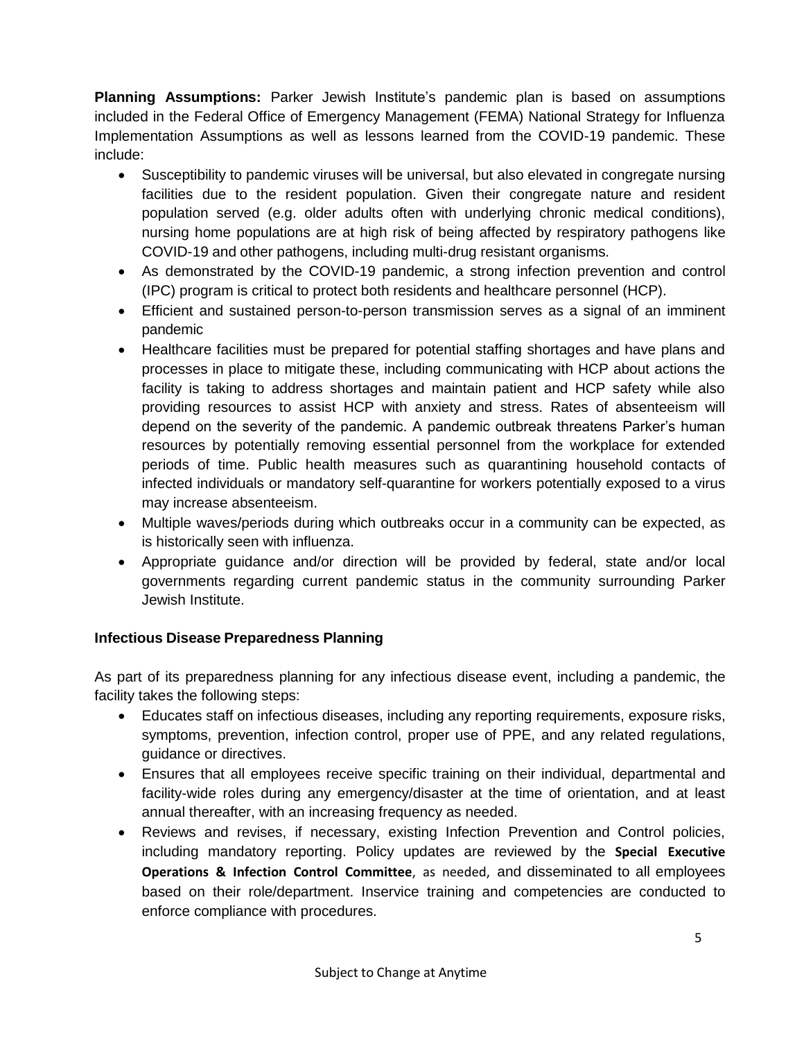**Planning Assumptions:** Parker Jewish Institute's pandemic plan is based on assumptions included in the Federal Office of Emergency Management (FEMA) National Strategy for Influenza Implementation Assumptions as well as lessons learned from the COVID-19 pandemic. These include:

- Susceptibility to pandemic viruses will be universal, but also elevated in congregate nursing facilities due to the resident population. Given their congregate nature and resident population served (e.g. older adults often with underlying chronic medical conditions), nursing home populations are at high risk of being affected by respiratory pathogens like COVID-19 and other pathogens, including multi-drug resistant organisms.
- As demonstrated by the COVID-19 pandemic, a strong infection prevention and control (IPC) program is critical to protect both residents and healthcare personnel (HCP).
- Efficient and sustained person-to-person transmission serves as a signal of an imminent pandemic
- Healthcare facilities must be prepared for potential staffing shortages and have plans and processes in place to mitigate these, including communicating with HCP about actions the facility is taking to address shortages and maintain patient and HCP safety while also providing resources to assist HCP with anxiety and stress. Rates of absenteeism will depend on the severity of the pandemic. A pandemic outbreak threatens Parker's human resources by potentially removing essential personnel from the workplace for extended periods of time. Public health measures such as quarantining household contacts of infected individuals or mandatory self-quarantine for workers potentially exposed to a virus may increase absenteeism.
- Multiple waves/periods during which outbreaks occur in a community can be expected, as is historically seen with influenza.
- Appropriate guidance and/or direction will be provided by federal, state and/or local governments regarding current pandemic status in the community surrounding Parker Jewish Institute.

**Infectious Disease Preparedness Planning**

As part of its preparedness planning for any infectious disease event, including a pandemic, the facility takes the following steps:

- Educates staff on infectious diseases, including any reporting requirements, exposure risks, symptoms, prevention, infection control, proper use of PPE, and any related regulations, guidance or directives.
- Ensures that all employees receive specific training on their individual, departmental and facility-wide roles during any emergency/disaster at the time of orientation, and at least annual thereafter, with an increasing frequency as needed.
- Reviews and revises, if necessary, existing Infection Prevention and Control policies, including mandatory reporting. Policy updates are reviewed by the **Special Executive Operations & Infection Control Committee**, as needed, and disseminated to all employees based on their role/department. Inservice training and competencies are conducted to enforce compliance with procedures.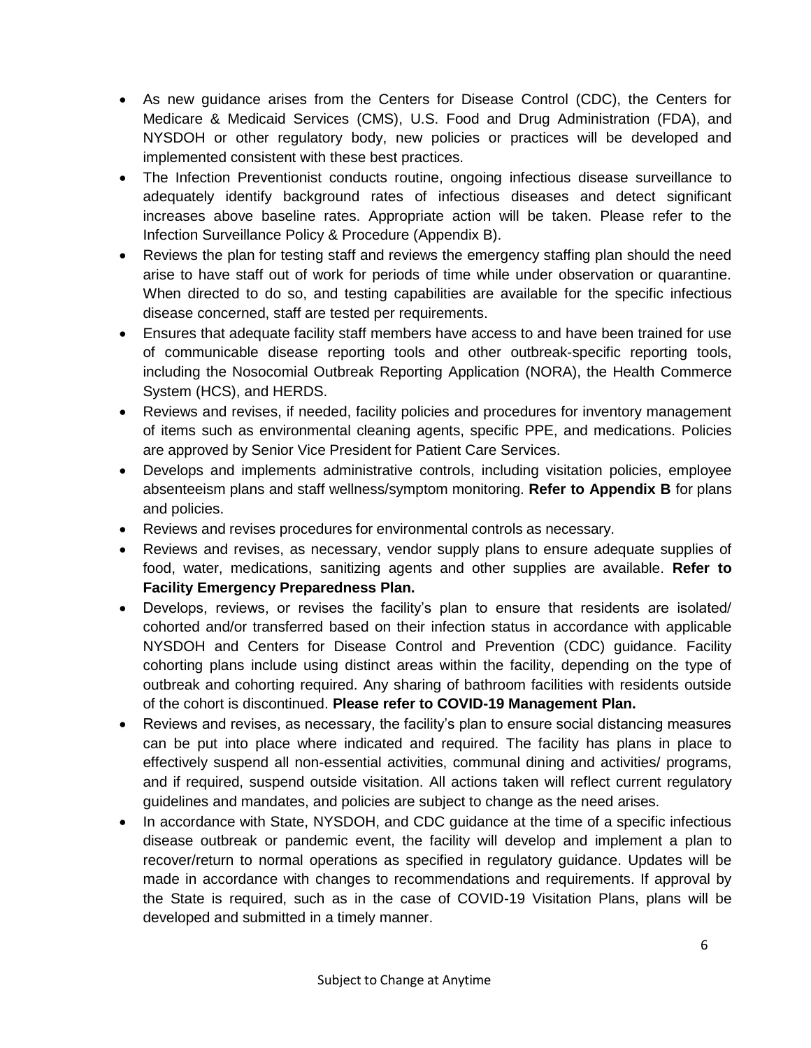- As new guidance arises from the Centers for Disease Control (CDC), the Centers for Medicare & Medicaid Services (CMS), U.S. Food and Drug Administration (FDA), and NYSDOH or other regulatory body, new policies or practices will be developed and implemented consistent with these best practices.
- The Infection Preventionist conducts routine, ongoing infectious disease surveillance to adequately identify background rates of infectious diseases and detect significant increases above baseline rates. Appropriate action will be taken. Please refer to the Infection Surveillance Policy & Procedure (Appendix B).
- Reviews the plan for testing staff and reviews the emergency staffing plan should the need arise to have staff out of work for periods of time while under observation or quarantine. When directed to do so, and testing capabilities are available for the specific infectious disease concerned, staff are tested per requirements.
- Ensures that adequate facility staff members have access to and have been trained for use of communicable disease reporting tools and other outbreak-specific reporting tools, including the Nosocomial Outbreak Reporting Application (NORA), the Health Commerce System (HCS), and HERDS.
- Reviews and revises, if needed, facility policies and procedures for inventory management of items such as environmental cleaning agents, specific PPE, and medications. Policies are approved by Senior Vice President for Patient Care Services.
- Develops and implements administrative controls, including visitation policies, employee absenteeism plans and staff wellness/symptom monitoring. **Refer to Appendix B** for plans and policies.
- Reviews and revises procedures for environmental controls as necessary.
- Reviews and revises, as necessary, vendor supply plans to ensure adequate supplies of food, water, medications, sanitizing agents and other supplies are available. **Refer to Facility Emergency Preparedness Plan.**
- Develops, reviews, or revises the facility's plan to ensure that residents are isolated/ cohorted and/or transferred based on their infection status in accordance with applicable NYSDOH and Centers for Disease Control and Prevention (CDC) guidance. Facility cohorting plans include using distinct areas within the facility, depending on the type of outbreak and cohorting required. Any sharing of bathroom facilities with residents outside of the cohort is discontinued. **Please refer to COVID-19 Management Plan.**
- Reviews and revises, as necessary, the facility's plan to ensure social distancing measures can be put into place where indicated and required. The facility has plans in place to effectively suspend all non-essential activities, communal dining and activities/ programs, and if required, suspend outside visitation. All actions taken will reflect current regulatory guidelines and mandates, and policies are subject to change as the need arises.
- In accordance with State, NYSDOH, and CDC guidance at the time of a specific infectious disease outbreak or pandemic event, the facility will develop and implement a plan to recover/return to normal operations as specified in regulatory guidance. Updates will be made in accordance with changes to recommendations and requirements. If approval by the State is required, such as in the case of COVID-19 Visitation Plans, plans will be developed and submitted in a timely manner.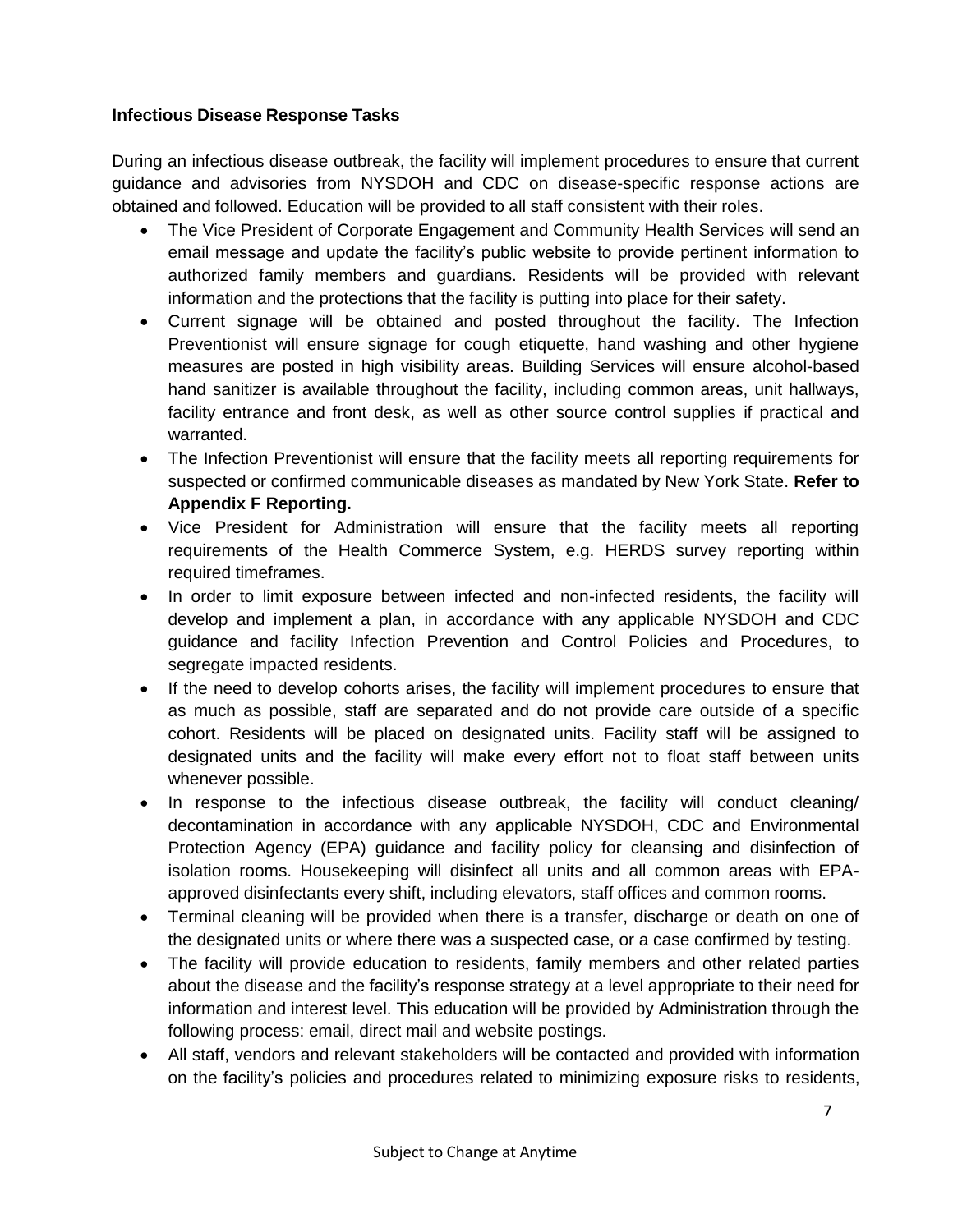**Infectious Disease Response Tasks**

During an infectious disease outbreak, the facility will implement procedures to ensure that current guidance and advisories from NYSDOH and CDC on disease-specific response actions are obtained and followed. Education will be provided to all staff consistent with their roles.

- The Vice President of Corporate Engagement and Community Health Services will send an email message and update the facility's public website to provide pertinent information to authorized family members and guardians. Residents will be provided with relevant information and the protections that the facility is putting into place for their safety.
- Current signage will be obtained and posted throughout the facility. The Infection Preventionist will ensure signage for cough etiquette, hand washing and other hygiene measures are posted in high visibility areas. Building Services will ensure alcohol-based hand sanitizer is available throughout the facility, including common areas, unit hallways, facility entrance and front desk, as well as other source control supplies if practical and warranted.
- The Infection Preventionist will ensure that the facility meets all reporting requirements for suspected or confirmed communicable diseases as mandated by New York State. **Refer to Appendix F Reporting.**
- Vice President for Administration will ensure that the facility meets all reporting requirements of the Health Commerce System, e.g. HERDS survey reporting within required timeframes.
- In order to limit exposure between infected and non-infected residents, the facility will develop and implement a plan, in accordance with any applicable NYSDOH and CDC guidance and facility Infection Prevention and Control Policies and Procedures, to segregate impacted residents.
- If the need to develop cohorts arises, the facility will implement procedures to ensure that as much as possible, staff are separated and do not provide care outside of a specific cohort. Residents will be placed on designated units. Facility staff will be assigned to designated units and the facility will make every effort not to float staff between units whenever possible.
- In response to the infectious disease outbreak, the facility will conduct cleaning/ decontamination in accordance with any applicable NYSDOH, CDC and Environmental Protection Agency (EPA) guidance and facility policy for cleansing and disinfection of isolation rooms. Housekeeping will disinfect all units and all common areas with EPA-approved disinfectants every shift, including elevators, staff offices and common rooms.
- Terminal cleaning will be provided when there is a transfer, discharge or death on one of the designated units or where there was a suspected case, or a case confirmed by testing.
- The facility will provide education to residents, family members and other related parties about the disease and the facility's response strategy at a level appropriate to their need for information and interest level. This education will be provided by Administration through the following process: email, direct mail and website postings.
- All staff, vendors and relevant stakeholders will be contacted and provided with information on the facility's policies and procedures related to minimizing exposure risks to residents,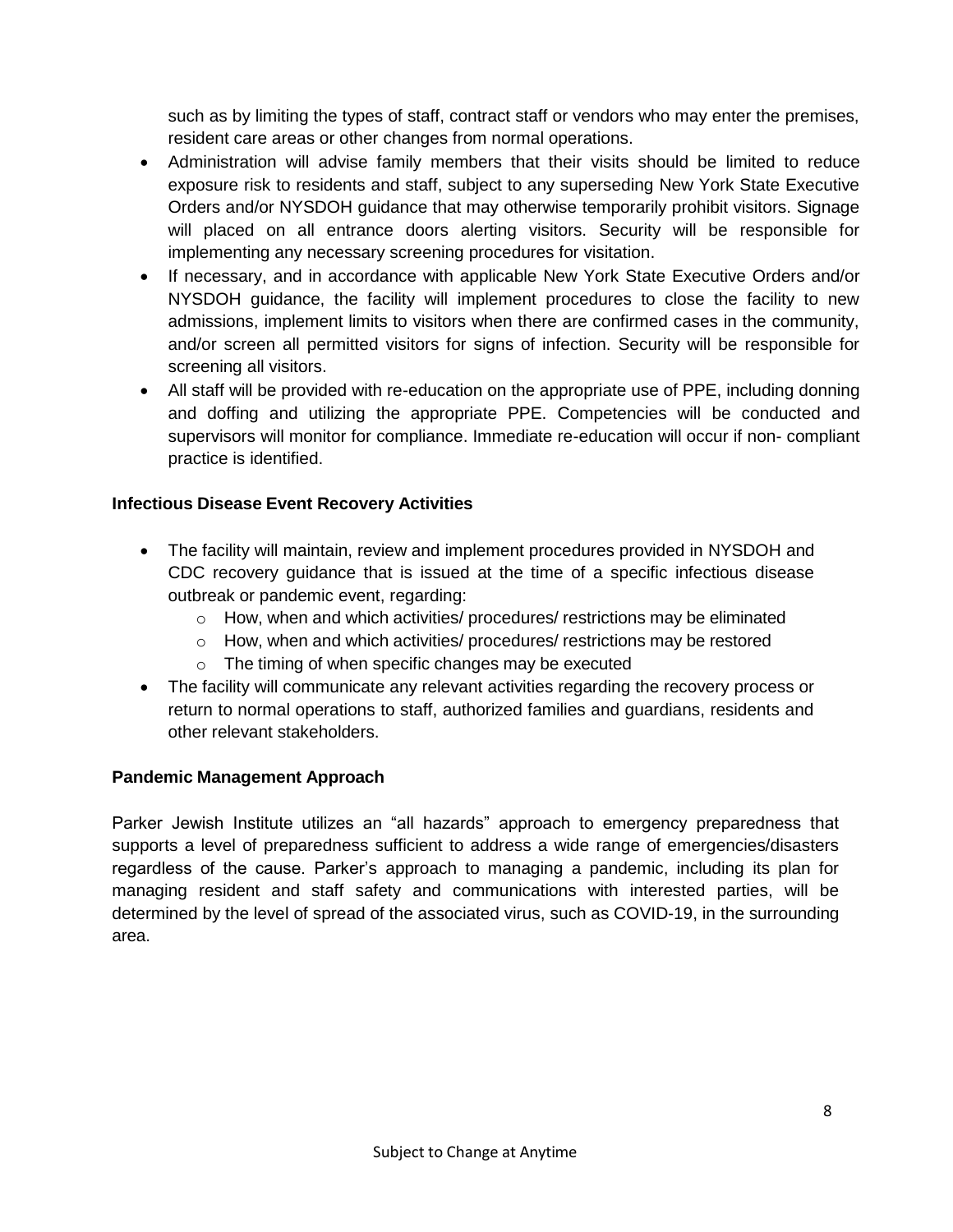such as by limiting the types of staff, contract staff or vendors who may enter the premises, resident care areas or other changes from normal operations.

- Administration will advise family members that their visits should be limited to reduce exposure risk to residents and staff, subject to any superseding New York State Executive Orders and/or NYSDOH guidance that may otherwise temporarily prohibit visitors. Signage will placed on all entrance doors alerting visitors. Security will be responsible for implementing any necessary screening procedures for visitation.
- If necessary, and in accordance with applicable New York State Executive Orders and/or NYSDOH guidance, the facility will implement procedures to close the facility to new admissions, implement limits to visitors when there are confirmed cases in the community, and/or screen all permitted visitors for signs of infection. Security will be responsible for screening all visitors.
- All staff will be provided with re-education on the appropriate use of PPE, including donning and doffing and utilizing the appropriate PPE. Competencies will be conducted and supervisors will monitor for compliance. Immediate re-education will occur if non- compliant practice is identified.

**Infectious Disease Event Recovery Activities**

- The facility will maintain, review and implement procedures provided in NYSDOH and CDC recovery guidance that is issued at the time of a specific infectious disease outbreak or pandemic event, regarding:
  - How, when and which activities/ procedures/ restrictions may be eliminated
  - How, when and which activities/ procedures/ restrictions may be restored
  - The timing of when specific changes may be executed
- The facility will communicate any relevant activities regarding the recovery process or return to normal operations to staff, authorized families and guardians, residents and other relevant stakeholders.

**Pandemic Management Approach**

Parker Jewish Institute utilizes an "all hazards" approach to emergency preparedness that supports a level of preparedness sufficient to address a wide range of emergencies/disasters regardless of the cause. Parker's approach to managing a pandemic, including its plan for managing resident and staff safety and communications with interested parties, will be determined by the level of spread of the associated virus, such as COVID-19, in the surrounding area.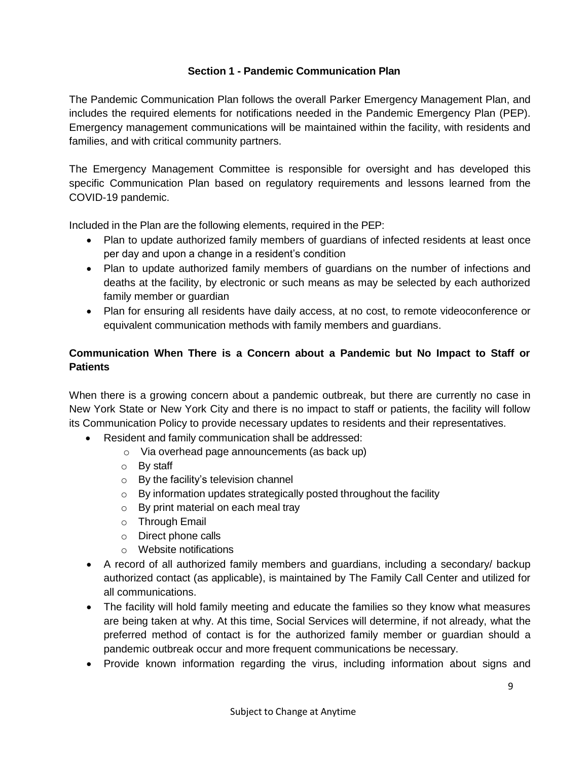## Section 1 - Pandemic Communication Plan

The Pandemic Communication Plan follows the overall Parker Emergency Management Plan, and includes the required elements for notifications needed in the Pandemic Emergency Plan (PEP). Emergency management communications will be maintained within the facility, with residents and families, and with critical community partners.

The Emergency Management Committee is responsible for oversight and has developed this specific Communication Plan based on regulatory requirements and lessons learned from the COVID-19 pandemic.

Included in the Plan are the following elements, required in the PEP:

- Plan to update authorized family members of guardians of infected residents at least once per day and upon a change in a resident's condition
- Plan to update authorized family members of guardians on the number of infections and deaths at the facility, by electronic or such means as may be selected by each authorized family member or guardian
- Plan for ensuring all residents have daily access, at no cost, to remote videoconference or equivalent communication methods with family members and guardians.

### Communication When There is a Concern about a Pandemic but No Impact to Staff or Patients

When there is a growing concern about a pandemic outbreak, but there are currently no case in New York State or New York City and there is no impact to staff or patients, the facility will follow its Communication Policy to provide necessary updates to residents and their representatives.

- Resident and family communication shall be addressed:
  - Via overhead page announcements (as back up)
  - By staff
  - By the facility's television channel
  - By information updates strategically posted throughout the facility
  - By print material on each meal tray
  - Through Email
  - Direct phone calls
  - Website notifications
- A record of all authorized family members and guardians, including a secondary/ backup authorized contact (as applicable), is maintained by The Family Call Center and utilized for all communications.
- The facility will hold family meeting and educate the families so they know what measures are being taken at why. At this time, Social Services will determine, if not already, what the preferred method of contact is for the authorized family member or guardian should a pandemic outbreak occur and more frequent communications be necessary.
- Provide known information regarding the virus, including information about signs and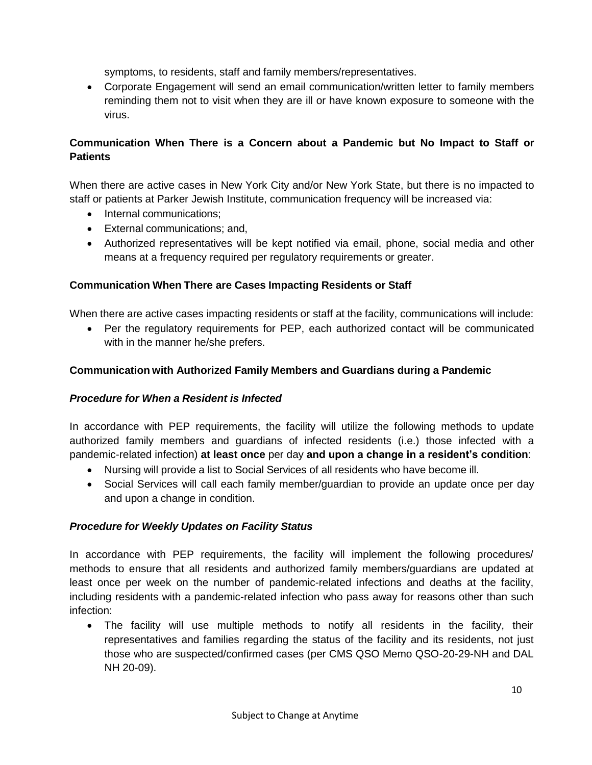symptoms, to residents, staff and family members/representatives.

- Corporate Engagement will send an email communication/written letter to family members reminding them not to visit when they are ill or have known exposure to someone with the virus.

**Communication When There is a Concern about a Pandemic but No Impact to Staff or Patients**

When there are active cases in New York City and/or New York State, but there is no impacted to staff or patients at Parker Jewish Institute, communication frequency will be increased via:

- Internal communications;
- External communications; and,
- Authorized representatives will be kept notified via email, phone, social media and other means at a frequency required per regulatory requirements or greater.

**Communication When There are Cases Impacting Residents or Staff**

When there are active cases impacting residents or staff at the facility, communications will include:

- Per the regulatory requirements for PEP, each authorized contact will be communicated with in the manner he/she prefers.

**Communication with Authorized Family Members and Guardians during a Pandemic**

***Procedure for When a Resident is Infected***

In accordance with PEP requirements, the facility will utilize the following methods to update authorized family members and guardians of infected residents (i.e.) those infected with a pandemic-related infection) **at least once** per day **and upon a change in a resident's condition**:

- Nursing will provide a list to Social Services of all residents who have become ill.
- Social Services will call each family member/guardian to provide an update once per day and upon a change in condition.

***Procedure for Weekly Updates on Facility Status***

In accordance with PEP requirements, the facility will implement the following procedures/ methods to ensure that all residents and authorized family members/guardians are updated at least once per week on the number of pandemic-related infections and deaths at the facility, including residents with a pandemic-related infection who pass away for reasons other than such infection:

- The facility will use multiple methods to notify all residents in the facility, their representatives and families regarding the status of the facility and its residents, not just those who are suspected/confirmed cases (per CMS QSO Memo QSO-20-29-NH and DAL NH 20-09).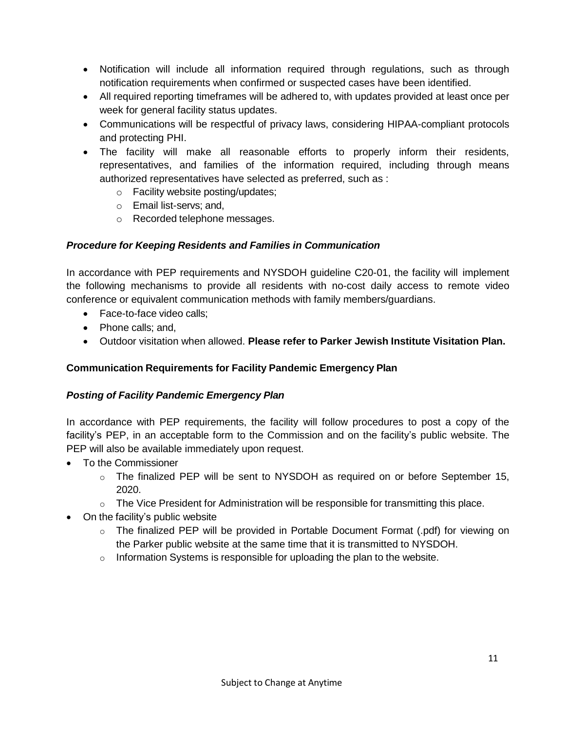- Notification will include all information required through regulations, such as through notification requirements when confirmed or suspected cases have been identified.
- All required reporting timeframes will be adhered to, with updates provided at least once per week for general facility status updates.
- Communications will be respectful of privacy laws, considering HIPAA-compliant protocols and protecting PHI.
- The facility will make all reasonable efforts to properly inform their residents, representatives, and families of the information required, including through means authorized representatives have selected as preferred, such as :
  - Facility website posting/updates;
  - Email list-servs; and,
  - Recorded telephone messages.

***Procedure for Keeping Residents and Families in Communication***

In accordance with PEP requirements and NYSDOH guideline C20-01, the facility will implement the following mechanisms to provide all residents with no-cost daily access to remote video conference or equivalent communication methods with family members/guardians.

- Face-to-face video calls;
- Phone calls; and,
- Outdoor visitation when allowed. **Please refer to Parker Jewish Institute Visitation Plan.**

**Communication Requirements for Facility Pandemic Emergency Plan**

***Posting of Facility Pandemic Emergency Plan***

In accordance with PEP requirements, the facility will follow procedures to post a copy of the facility's PEP, in an acceptable form to the Commission and on the facility's public website. The PEP will also be available immediately upon request.

- To the Commissioner
  - The finalized PEP will be sent to NYSDOH as required on or before September 15, 2020.
  - The Vice President for Administration will be responsible for transmitting this place.
- On the facility's public website
  - The finalized PEP will be provided in Portable Document Format (.pdf) for viewing on the Parker public website at the same time that it is transmitted to NYSDOH.
  - Information Systems is responsible for uploading the plan to the website.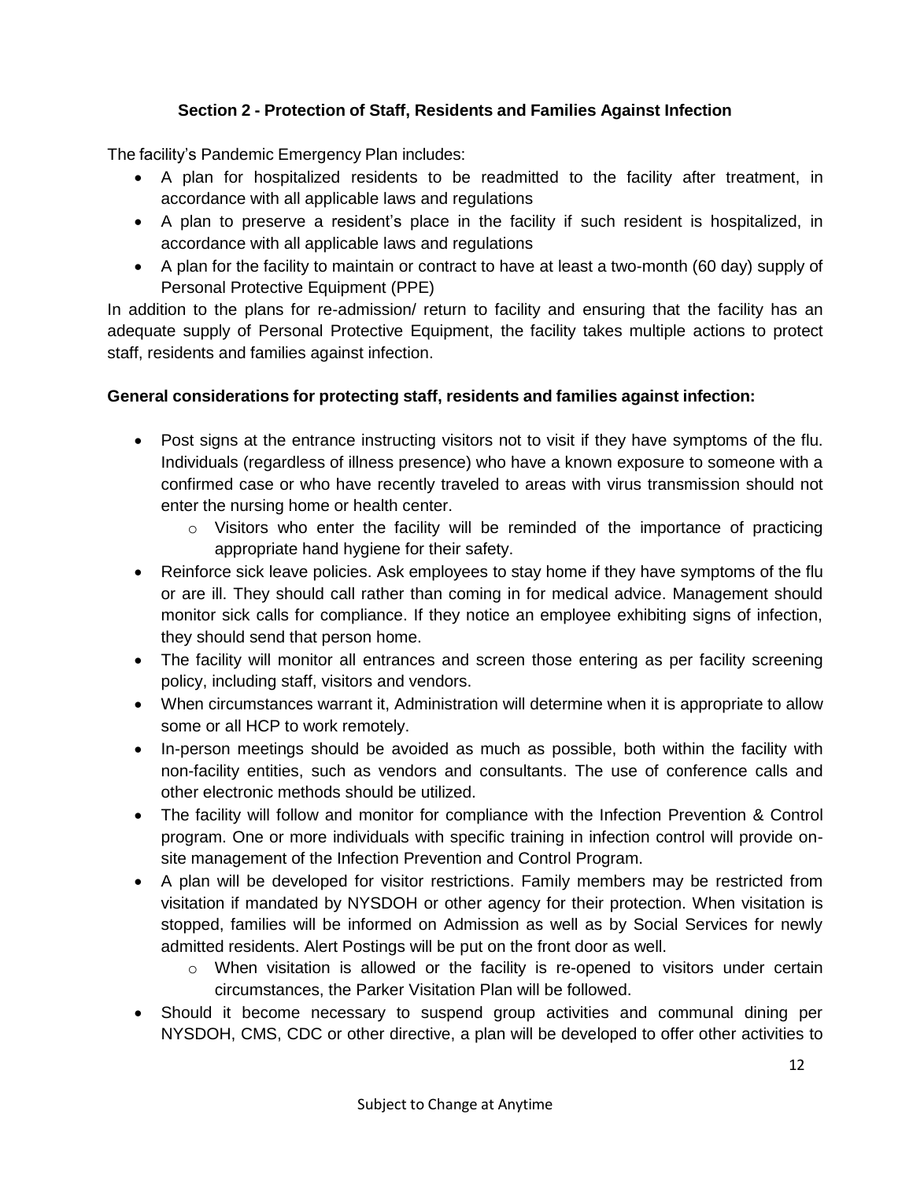## Section 2 - Protection of Staff, Residents and Families Against Infection

The facility's Pandemic Emergency Plan includes:

- A plan for hospitalized residents to be readmitted to the facility after treatment, in accordance with all applicable laws and regulations
- A plan to preserve a resident's place in the facility if such resident is hospitalized, in accordance with all applicable laws and regulations
- A plan for the facility to maintain or contract to have at least a two-month (60 day) supply of Personal Protective Equipment (PPE)

In addition to the plans for re-admission/ return to facility and ensuring that the facility has an adequate supply of Personal Protective Equipment, the facility takes multiple actions to protect staff, residents and families against infection.

**General considerations for protecting staff, residents and families against infection:**

- Post signs at the entrance instructing visitors not to visit if they have symptoms of the flu. Individuals (regardless of illness presence) who have a known exposure to someone with a confirmed case or who have recently traveled to areas with virus transmission should not enter the nursing home or health center.
    - Visitors who enter the facility will be reminded of the importance of practicing appropriate hand hygiene for their safety.
- Reinforce sick leave policies. Ask employees to stay home if they have symptoms of the flu or are ill. They should call rather than coming in for medical advice. Management should monitor sick calls for compliance. If they notice an employee exhibiting signs of infection, they should send that person home.
- The facility will monitor all entrances and screen those entering as per facility screening policy, including staff, visitors and vendors.
- When circumstances warrant it, Administration will determine when it is appropriate to allow some or all HCP to work remotely.
- In-person meetings should be avoided as much as possible, both within the facility with non-facility entities, such as vendors and consultants. The use of conference calls and other electronic methods should be utilized.
- The facility will follow and monitor for compliance with the Infection Prevention & Control program. One or more individuals with specific training in infection control will provide on-site management of the Infection Prevention and Control Program.
- A plan will be developed for visitor restrictions. Family members may be restricted from visitation if mandated by NYSDOH or other agency for their protection. When visitation is stopped, families will be informed on Admission as well as by Social Services for newly admitted residents. Alert Postings will be put on the front door as well.
    - When visitation is allowed or the facility is re-opened to visitors under certain circumstances, the Parker Visitation Plan will be followed.
- Should it become necessary to suspend group activities and communal dining per NYSDOH, CMS, CDC or other directive, a plan will be developed to offer other activities to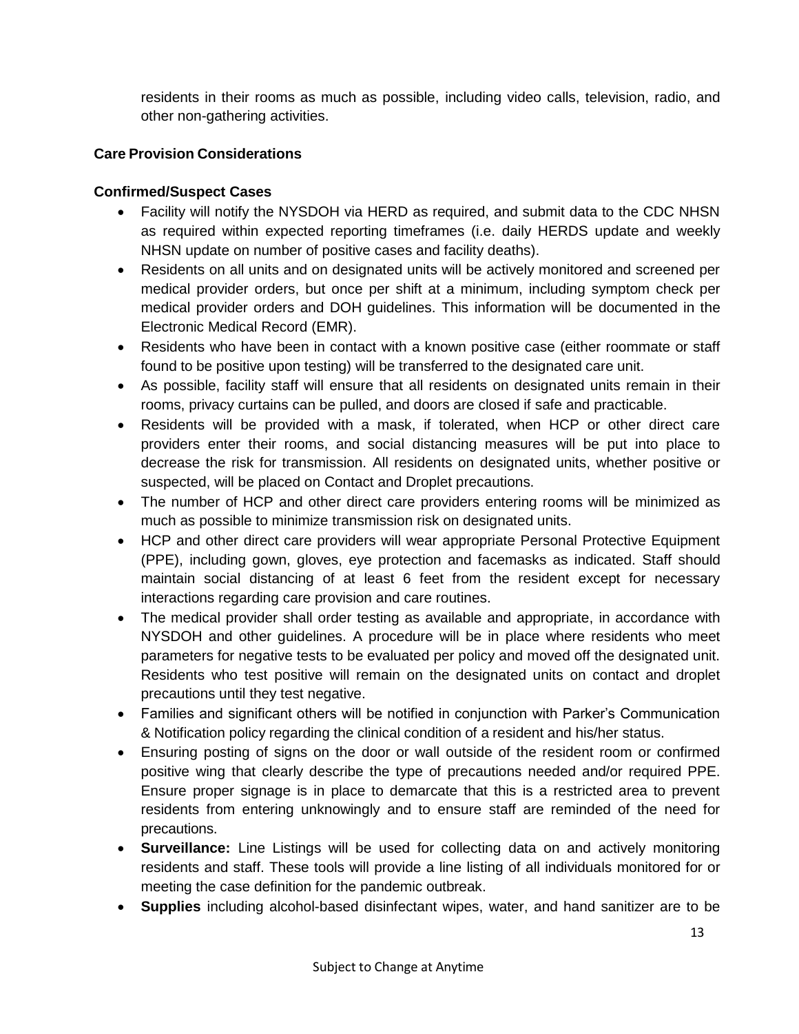residents in their rooms as much as possible, including video calls, television, radio, and other non-gathering activities.

**Care Provision Considerations**

**Confirmed/Suspect Cases**

- Facility will notify the NYSDOH via HERD as required, and submit data to the CDC NHSN as required within expected reporting timeframes (i.e. daily HERDS update and weekly NHSN update on number of positive cases and facility deaths).
- Residents on all units and on designated units will be actively monitored and screened per medical provider orders, but once per shift at a minimum, including symptom check per medical provider orders and DOH guidelines. This information will be documented in the Electronic Medical Record (EMR).
- Residents who have been in contact with a known positive case (either roommate or staff found to be positive upon testing) will be transferred to the designated care unit.
- As possible, facility staff will ensure that all residents on designated units remain in their rooms, privacy curtains can be pulled, and doors are closed if safe and practicable.
- Residents will be provided with a mask, if tolerated, when HCP or other direct care providers enter their rooms, and social distancing measures will be put into place to decrease the risk for transmission. All residents on designated units, whether positive or suspected, will be placed on Contact and Droplet precautions.
- The number of HCP and other direct care providers entering rooms will be minimized as much as possible to minimize transmission risk on designated units.
- HCP and other direct care providers will wear appropriate Personal Protective Equipment (PPE), including gown, gloves, eye protection and facemasks as indicated. Staff should maintain social distancing of at least 6 feet from the resident except for necessary interactions regarding care provision and care routines.
- The medical provider shall order testing as available and appropriate, in accordance with NYSDOH and other guidelines. A procedure will be in place where residents who meet parameters for negative tests to be evaluated per policy and moved off the designated unit. Residents who test positive will remain on the designated units on contact and droplet precautions until they test negative.
- Families and significant others will be notified in conjunction with Parker's Communication & Notification policy regarding the clinical condition of a resident and his/her status.
- Ensuring posting of signs on the door or wall outside of the resident room or confirmed positive wing that clearly describe the type of precautions needed and/or required PPE. Ensure proper signage is in place to demarcate that this is a restricted area to prevent residents from entering unknowingly and to ensure staff are reminded of the need for precautions.
- **Surveillance:** Line Listings will be used for collecting data on and actively monitoring residents and staff. These tools will provide a line listing of all individuals monitored for or meeting the case definition for the pandemic outbreak.
- **Supplies** including alcohol-based disinfectant wipes, water, and hand sanitizer are to be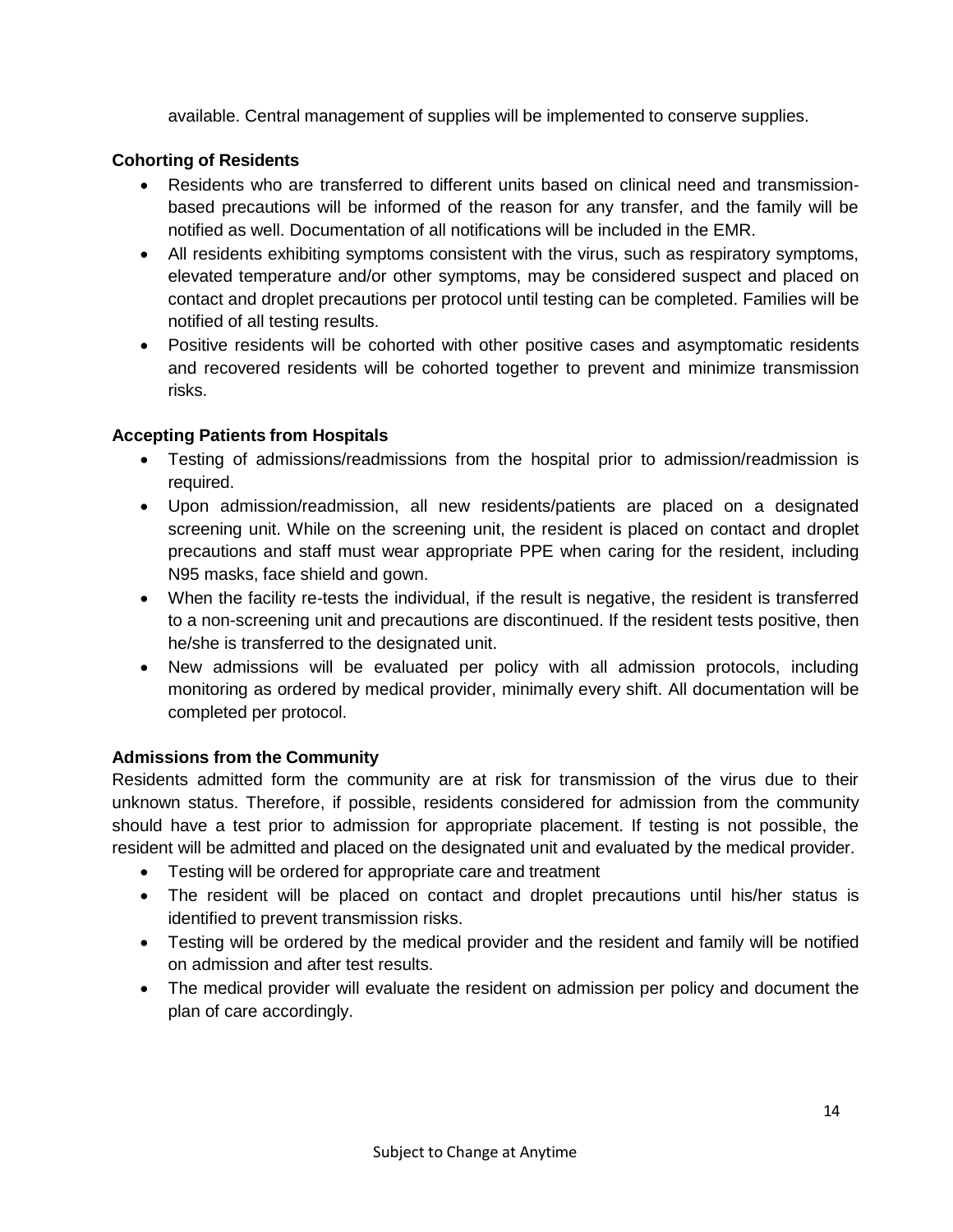available. Central management of supplies will be implemented to conserve supplies.

**Cohorting of Residents**

- Residents who are transferred to different units based on clinical need and transmission-based precautions will be informed of the reason for any transfer, and the family will be notified as well. Documentation of all notifications will be included in the EMR.
- All residents exhibiting symptoms consistent with the virus, such as respiratory symptoms, elevated temperature and/or other symptoms, may be considered suspect and placed on contact and droplet precautions per protocol until testing can be completed. Families will be notified of all testing results.
- Positive residents will be cohorted with other positive cases and asymptomatic residents and recovered residents will be cohorted together to prevent and minimize transmission risks.

**Accepting Patients from Hospitals**

- Testing of admissions/readmissions from the hospital prior to admission/readmission is required.
- Upon admission/readmission, all new residents/patients are placed on a designated screening unit. While on the screening unit, the resident is placed on contact and droplet precautions and staff must wear appropriate PPE when caring for the resident, including N95 masks, face shield and gown.
- When the facility re-tests the individual, if the result is negative, the resident is transferred to a non-screening unit and precautions are discontinued. If the resident tests positive, then he/she is transferred to the designated unit.
- New admissions will be evaluated per policy with all admission protocols, including monitoring as ordered by medical provider, minimally every shift. All documentation will be completed per protocol.

**Admissions from the Community**

Residents admitted form the community are at risk for transmission of the virus due to their unknown status. Therefore, if possible, residents considered for admission from the community should have a test prior to admission for appropriate placement. If testing is not possible, the resident will be admitted and placed on the designated unit and evaluated by the medical provider.

- Testing will be ordered for appropriate care and treatment
- The resident will be placed on contact and droplet precautions until his/her status is identified to prevent transmission risks.
- Testing will be ordered by the medical provider and the resident and family will be notified on admission and after test results.
- The medical provider will evaluate the resident on admission per policy and document the plan of care accordingly.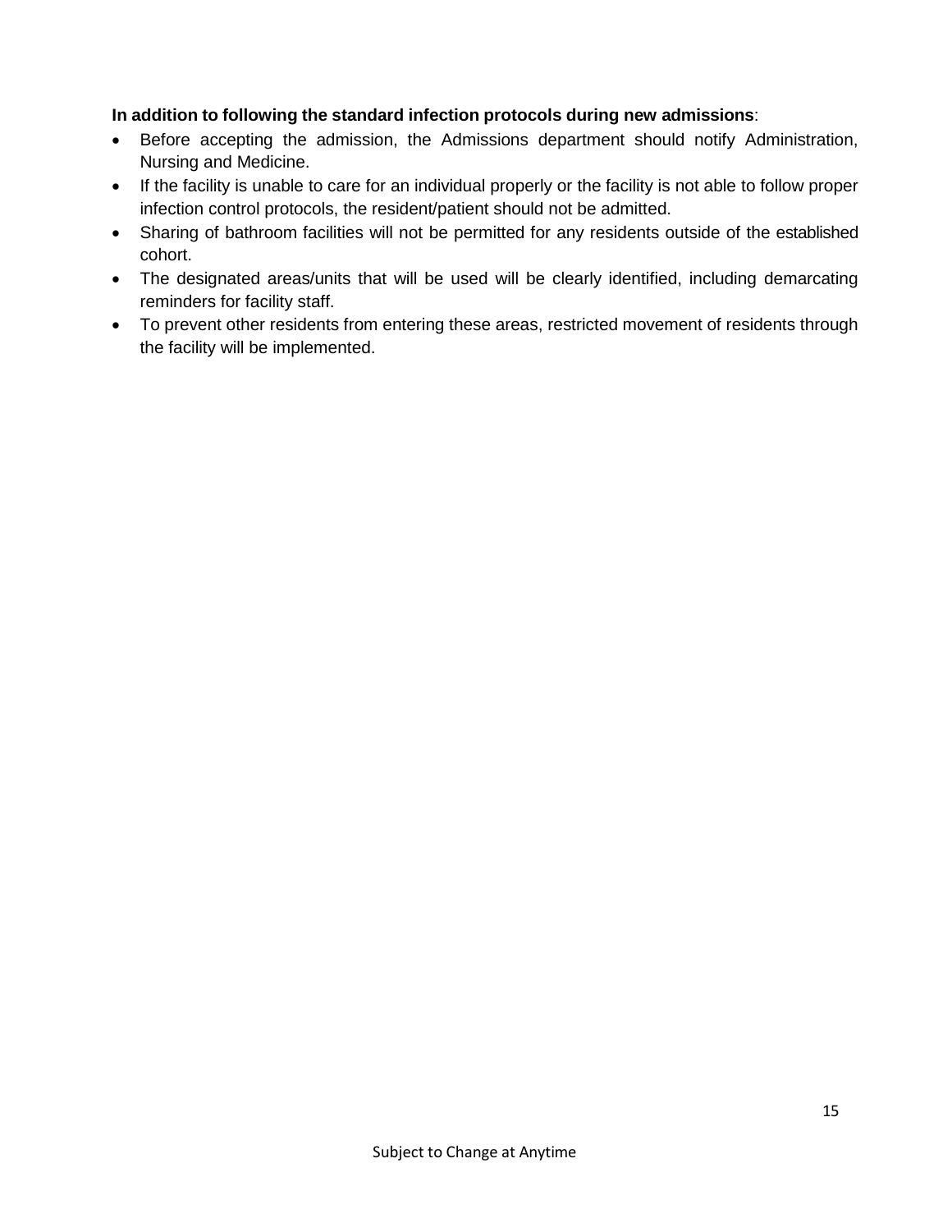**In addition to following the standard infection protocols during new admissions**:

- Before accepting the admission, the Admissions department should notify Administration, Nursing and Medicine.
- If the facility is unable to care for an individual properly or the facility is not able to follow proper infection control protocols, the resident/patient should not be admitted.
- Sharing of bathroom facilities will not be permitted for any residents outside of the established cohort.
- The designated areas/units that will be used will be clearly identified, including demarcating reminders for facility staff.
- To prevent other residents from entering these areas, restricted movement of residents through the facility will be implemented.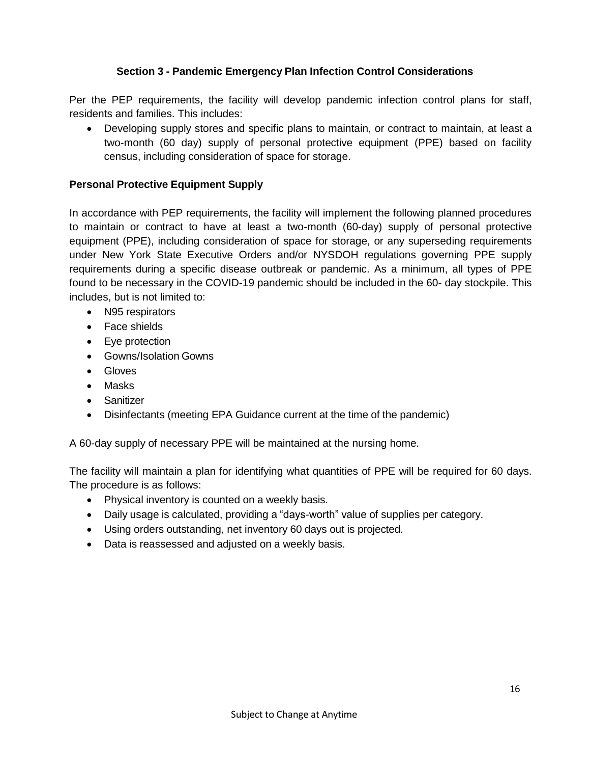## Section 3 - Pandemic Emergency Plan Infection Control Considerations

Per the PEP requirements, the facility will develop pandemic infection control plans for staff, residents and families. This includes:

- Developing supply stores and specific plans to maintain, or contract to maintain, at least a two-month (60 day) supply of personal protective equipment (PPE) based on facility census, including consideration of space for storage.

### Personal Protective Equipment Supply

In accordance with PEP requirements, the facility will implement the following planned procedures to maintain or contract to have at least a two-month (60-day) supply of personal protective equipment (PPE), including consideration of space for storage, or any superseding requirements under New York State Executive Orders and/or NYSDOH regulations governing PPE supply requirements during a specific disease outbreak or pandemic. As a minimum, all types of PPE found to be necessary in the COVID-19 pandemic should be included in the 60- day stockpile. This includes, but is not limited to:

- N95 respirators
- Face shields
- Eye protection
- Gowns/Isolation Gowns
- Gloves
- Masks
- Sanitizer
- Disinfectants (meeting EPA Guidance current at the time of the pandemic)

A 60-day supply of necessary PPE will be maintained at the nursing home.

The facility will maintain a plan for identifying what quantities of PPE will be required for 60 days. The procedure is as follows:

- Physical inventory is counted on a weekly basis.
- Daily usage is calculated, providing a "days-worth" value of supplies per category.
- Using orders outstanding, net inventory 60 days out is projected.
- Data is reassessed and adjusted on a weekly basis.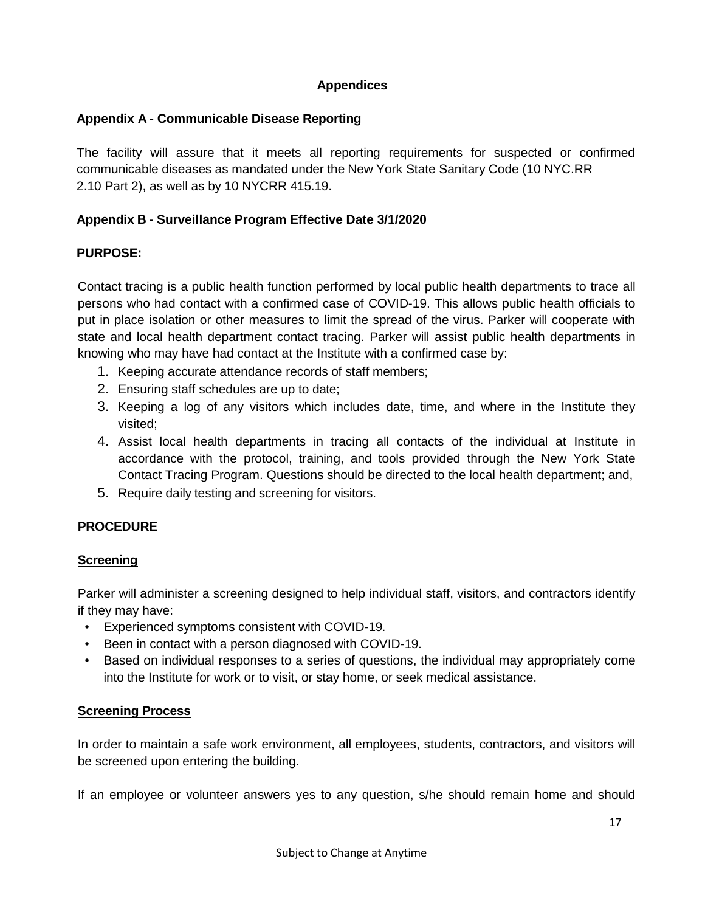## Appendices

### Appendix A - Communicable Disease Reporting

The facility will assure that it meets all reporting requirements for suspected or confirmed communicable diseases as mandated under the New York State Sanitary Code (10 NYC.RR 2.10 Part 2), as well as by 10 NYCRR 415.19.

### Appendix B - Surveillance Program Effective Date 3/1/2020

**PURPOSE:**

Contact tracing is a public health function performed by local public health departments to trace all persons who had contact with a confirmed case of COVID-19. This allows public health officials to put in place isolation or other measures to limit the spread of the virus. Parker will cooperate with state and local health department contact tracing. Parker will assist public health departments in knowing who may have had contact at the Institute with a confirmed case by:

1. Keeping accurate attendance records of staff members;
2. Ensuring staff schedules are up to date;
3. Keeping a log of any visitors which includes date, time, and where in the Institute they visited;
4. Assist local health departments in tracing all contacts of the individual at Institute in accordance with the protocol, training, and tools provided through the New York State Contact Tracing Program. Questions should be directed to the local health department; and,
5. Require daily testing and screening for visitors.

**PROCEDURE**

**Screening**

Parker will administer a screening designed to help individual staff, visitors, and contractors identify if they may have:

- Experienced symptoms consistent with COVID-19.
- Been in contact with a person diagnosed with COVID-19.
- Based on individual responses to a series of questions, the individual may appropriately come into the Institute for work or to visit, or stay home, or seek medical assistance.

**Screening Process**

In order to maintain a safe work environment, all employees, students, contractors, and visitors will be screened upon entering the building.

If an employee or volunteer answers yes to any question, s/he should remain home and should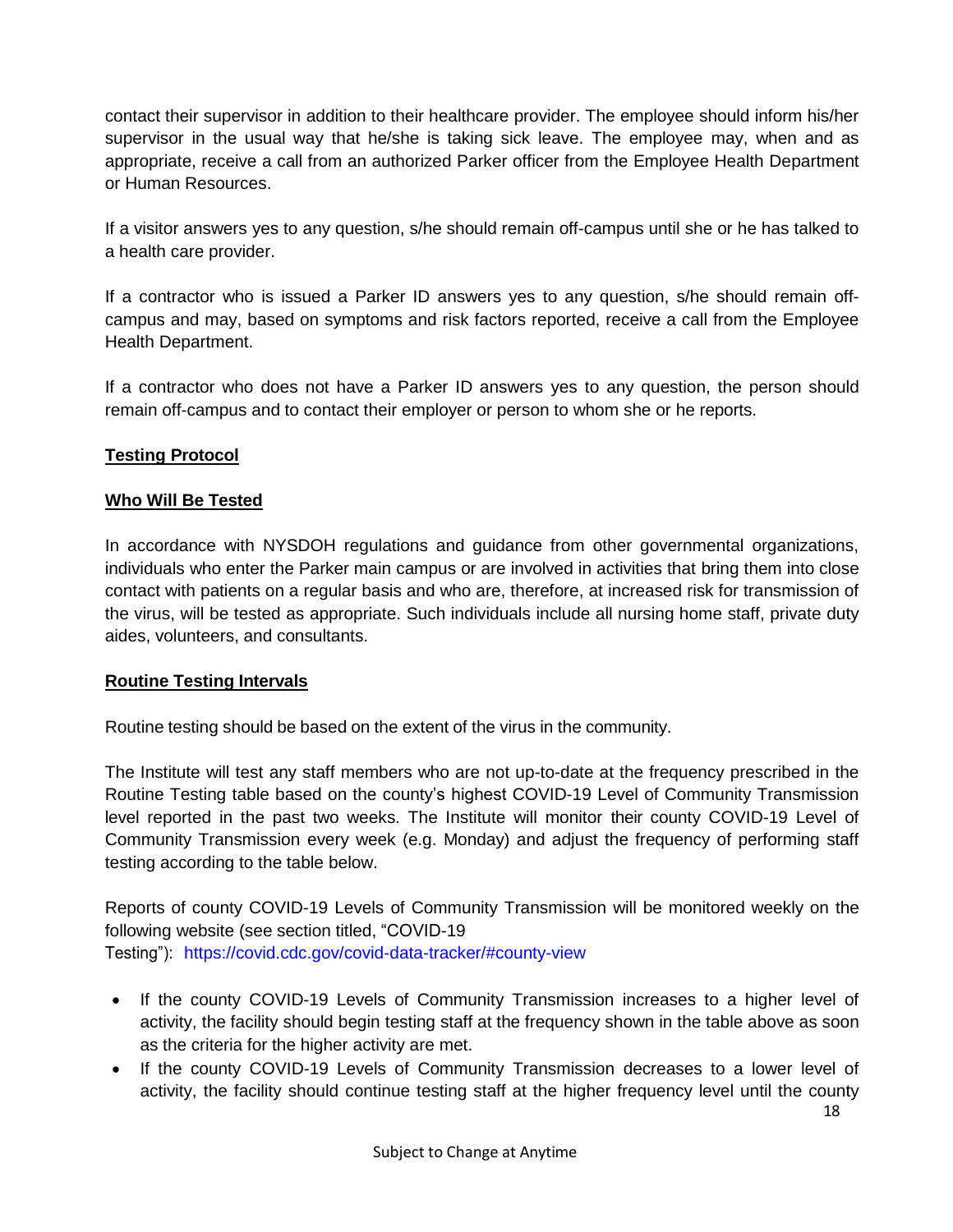contact their supervisor in addition to their healthcare provider. The employee should inform his/her supervisor in the usual way that he/she is taking sick leave. The employee may, when and as appropriate, receive a call from an authorized Parker officer from the Employee Health Department or Human Resources.

If a visitor answers yes to any question, s/he should remain off-campus until she or he has talked to a health care provider.

If a contractor who is issued a Parker ID answers yes to any question, s/he should remain off-campus and may, based on symptoms and risk factors reported, receive a call from the Employee Health Department.

If a contractor who does not have a Parker ID answers yes to any question, the person should remain off-campus and to contact their employer or person to whom she or he reports.

## Testing Protocol

### Who Will Be Tested

In accordance with NYSDOH regulations and guidance from other governmental organizations, individuals who enter the Parker main campus or are involved in activities that bring them into close contact with patients on a regular basis and who are, therefore, at increased risk for transmission of the virus, will be tested as appropriate. Such individuals include all nursing home staff, private duty aides, volunteers, and consultants.

### Routine Testing Intervals

Routine testing should be based on the extent of the virus in the community.

The Institute will test any staff members who are not up-to-date at the frequency prescribed in the Routine Testing table based on the county's highest COVID-19 Level of Community Transmission level reported in the past two weeks. The Institute will monitor their county COVID-19 Level of Community Transmission every week (e.g. Monday) and adjust the frequency of performing staff testing according to the table below.

Reports of county COVID-19 Levels of Community Transmission will be monitored weekly on the following website (see section titled, "COVID-19 Testing"): https://covid.cdc.gov/covid-data-tracker/#county-view

- If the county COVID-19 Levels of Community Transmission increases to a higher level of activity, the facility should begin testing staff at the frequency shown in the table above as soon as the criteria for the higher activity are met.
- If the county COVID-19 Levels of Community Transmission decreases to a lower level of activity, the facility should continue testing staff at the higher frequency level until the county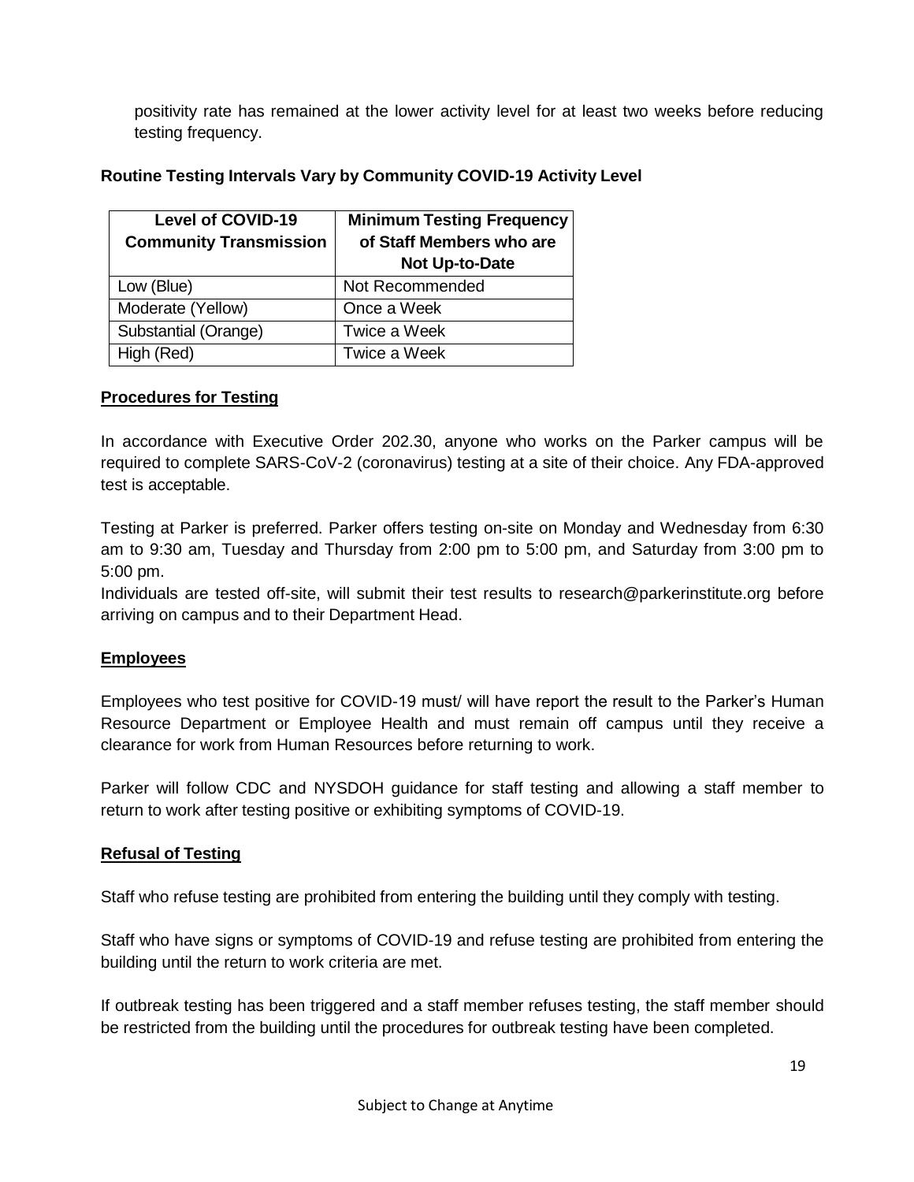positivity rate has remained at the lower activity level for at least two weeks before reducing testing frequency.

**Routine Testing Intervals Vary by Community COVID-19 Activity Level**

| Level of COVID-19 Community Transmission | Minimum Testing Frequency of Staff Members who are Not Up-to-Date |
|---|---|
| Low (Blue) | Not Recommended |
| Moderate (Yellow) | Once a Week |
| Substantial (Orange) | Twice a Week |
| High (Red) | Twice a Week |

**Procedures for Testing**

In accordance with Executive Order 202.30, anyone who works on the Parker campus will be required to complete SARS-CoV-2 (coronavirus) testing at a site of their choice. Any FDA-approved test is acceptable.

Testing at Parker is preferred. Parker offers testing on-site on Monday and Wednesday from 6:30 am to 9:30 am, Tuesday and Thursday from 2:00 pm to 5:00 pm, and Saturday from 3:00 pm to 5:00 pm.

Individuals are tested off-site, will submit their test results to research@parkerinstitute.org before arriving on campus and to their Department Head.

**Employees**

Employees who test positive for COVID-19 must/ will have report the result to the Parker's Human Resource Department or Employee Health and must remain off campus until they receive a clearance for work from Human Resources before returning to work.

Parker will follow CDC and NYSDOH guidance for staff testing and allowing a staff member to return to work after testing positive or exhibiting symptoms of COVID-19.

**Refusal of Testing**

Staff who refuse testing are prohibited from entering the building until they comply with testing.

Staff who have signs or symptoms of COVID-19 and refuse testing are prohibited from entering the building until the return to work criteria are met.

If outbreak testing has been triggered and a staff member refuses testing, the staff member should be restricted from the building until the procedures for outbreak testing have been completed.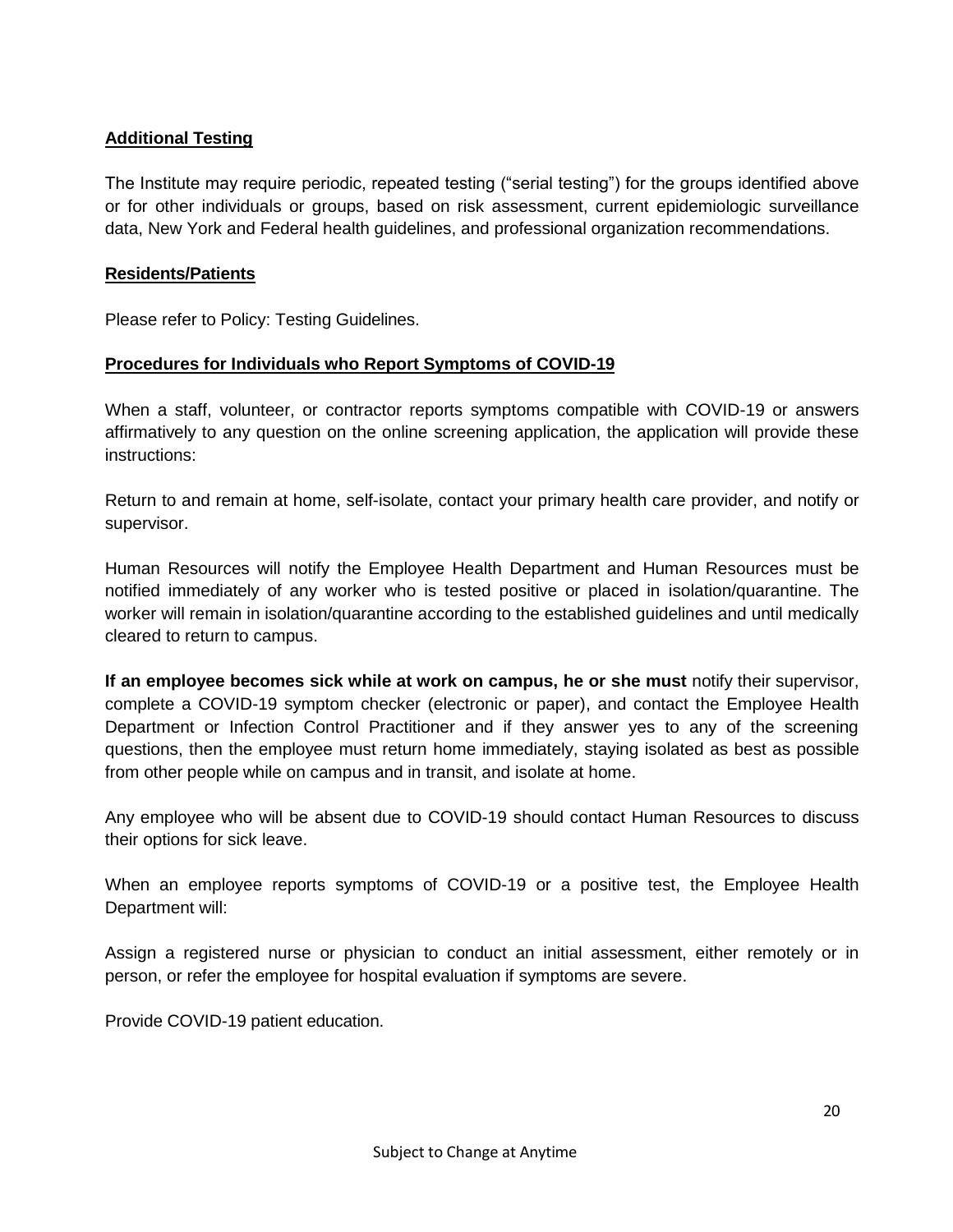**Additional Testing**

The Institute may require periodic, repeated testing ("serial testing") for the groups identified above or for other individuals or groups, based on risk assessment, current epidemiologic surveillance data, New York and Federal health guidelines, and professional organization recommendations.

**Residents/Patients**

Please refer to Policy: Testing Guidelines.

**Procedures for Individuals who Report Symptoms of COVID-19**

When a staff, volunteer, or contractor reports symptoms compatible with COVID-19 or answers affirmatively to any question on the online screening application, the application will provide these instructions:

Return to and remain at home, self-isolate, contact your primary health care provider, and notify or supervisor.

Human Resources will notify the Employee Health Department and Human Resources must be notified immediately of any worker who is tested positive or placed in isolation/quarantine. The worker will remain in isolation/quarantine according to the established guidelines and until medically cleared to return to campus.

**If an employee becomes sick while at work on campus, he or she must** notify their supervisor, complete a COVID-19 symptom checker (electronic or paper), and contact the Employee Health Department or Infection Control Practitioner and if they answer yes to any of the screening questions, then the employee must return home immediately, staying isolated as best as possible from other people while on campus and in transit, and isolate at home.

Any employee who will be absent due to COVID-19 should contact Human Resources to discuss their options for sick leave.

When an employee reports symptoms of COVID-19 or a positive test, the Employee Health Department will:

Assign a registered nurse or physician to conduct an initial assessment, either remotely or in person, or refer the employee for hospital evaluation if symptoms are severe.

Provide COVID-19 patient education.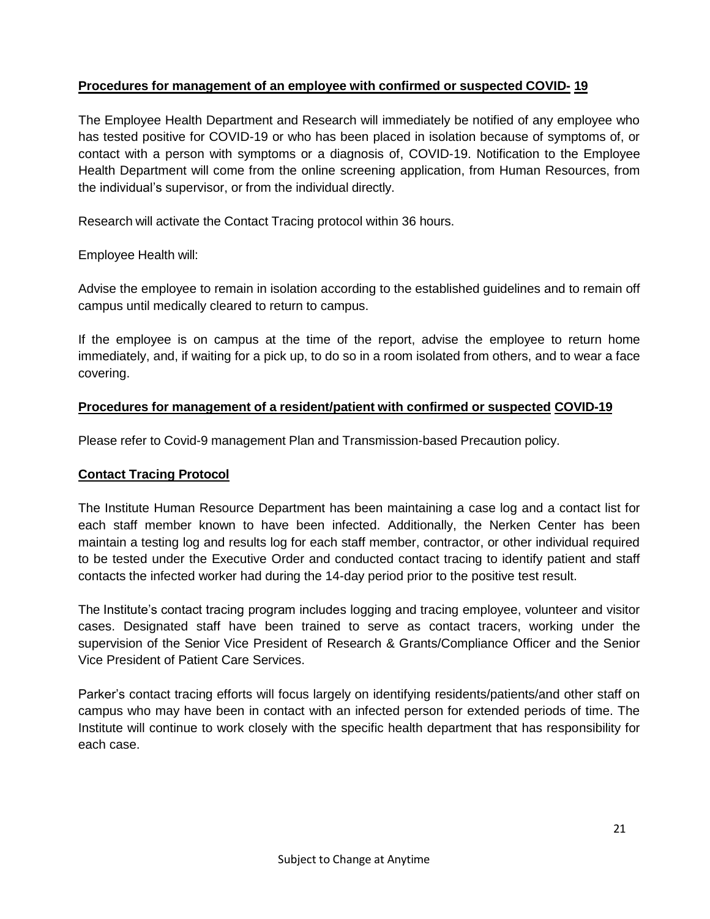## Procedures for management of an employee with confirmed or suspected COVID- 19

The Employee Health Department and Research will immediately be notified of any employee who has tested positive for COVID-19 or who has been placed in isolation because of symptoms of, or contact with a person with symptoms or a diagnosis of, COVID-19. Notification to the Employee Health Department will come from the online screening application, from Human Resources, from the individual's supervisor, or from the individual directly.

Research will activate the Contact Tracing protocol within 36 hours.

Employee Health will:

Advise the employee to remain in isolation according to the established guidelines and to remain off campus until medically cleared to return to campus.

If the employee is on campus at the time of the report, advise the employee to return home immediately, and, if waiting for a pick up, to do so in a room isolated from others, and to wear a face covering.

## Procedures for management of a resident/patient with confirmed or suspected COVID-19

Please refer to Covid-9 management Plan and Transmission-based Precaution policy.

## Contact Tracing Protocol

The Institute Human Resource Department has been maintaining a case log and a contact list for each staff member known to have been infected. Additionally, the Nerken Center has been maintain a testing log and results log for each staff member, contractor, or other individual required to be tested under the Executive Order and conducted contact tracing to identify patient and staff contacts the infected worker had during the 14-day period prior to the positive test result.

The Institute's contact tracing program includes logging and tracing employee, volunteer and visitor cases. Designated staff have been trained to serve as contact tracers, working under the supervision of the Senior Vice President of Research & Grants/Compliance Officer and the Senior Vice President of Patient Care Services.

Parker's contact tracing efforts will focus largely on identifying residents/patients/and other staff on campus who may have been in contact with an infected person for extended periods of time. The Institute will continue to work closely with the specific health department that has responsibility for each case.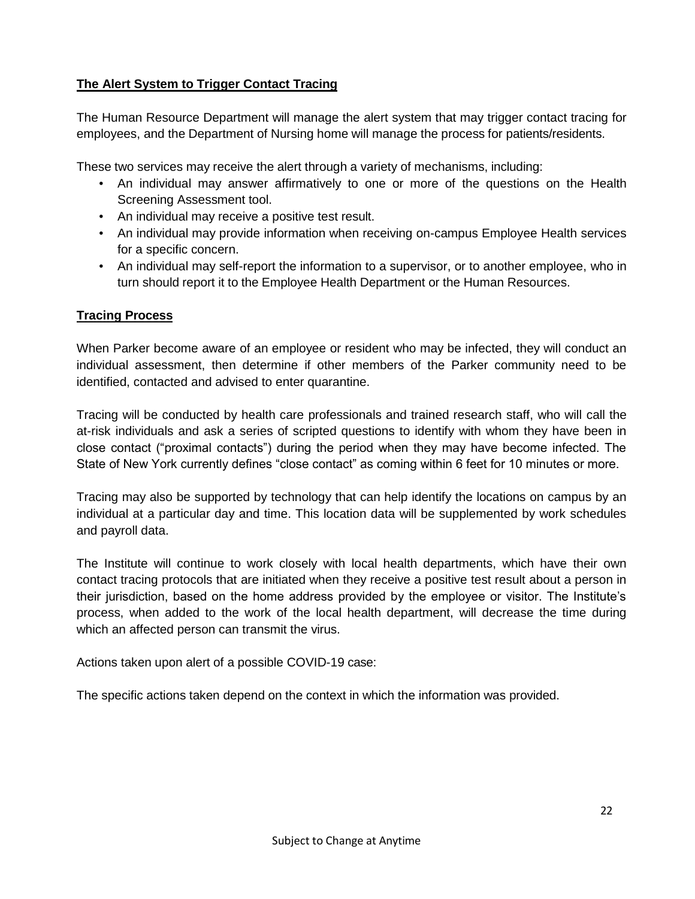**The Alert System to Trigger Contact Tracing**

The Human Resource Department will manage the alert system that may trigger contact tracing for employees, and the Department of Nursing home will manage the process for patients/residents.

These two services may receive the alert through a variety of mechanisms, including:

- An individual may answer affirmatively to one or more of the questions on the Health Screening Assessment tool.
- An individual may receive a positive test result.
- An individual may provide information when receiving on-campus Employee Health services for a specific concern.
- An individual may self-report the information to a supervisor, or to another employee, who in turn should report it to the Employee Health Department or the Human Resources.

**Tracing Process**

When Parker become aware of an employee or resident who may be infected, they will conduct an individual assessment, then determine if other members of the Parker community need to be identified, contacted and advised to enter quarantine.

Tracing will be conducted by health care professionals and trained research staff, who will call the at-risk individuals and ask a series of scripted questions to identify with whom they have been in close contact ("proximal contacts") during the period when they may have become infected. The State of New York currently defines "close contact" as coming within 6 feet for 10 minutes or more.

Tracing may also be supported by technology that can help identify the locations on campus by an individual at a particular day and time. This location data will be supplemented by work schedules and payroll data.

The Institute will continue to work closely with local health departments, which have their own contact tracing protocols that are initiated when they receive a positive test result about a person in their jurisdiction, based on the home address provided by the employee or visitor. The Institute's process, when added to the work of the local health department, will decrease the time during which an affected person can transmit the virus.

Actions taken upon alert of a possible COVID-19 case:

The specific actions taken depend on the context in which the information was provided.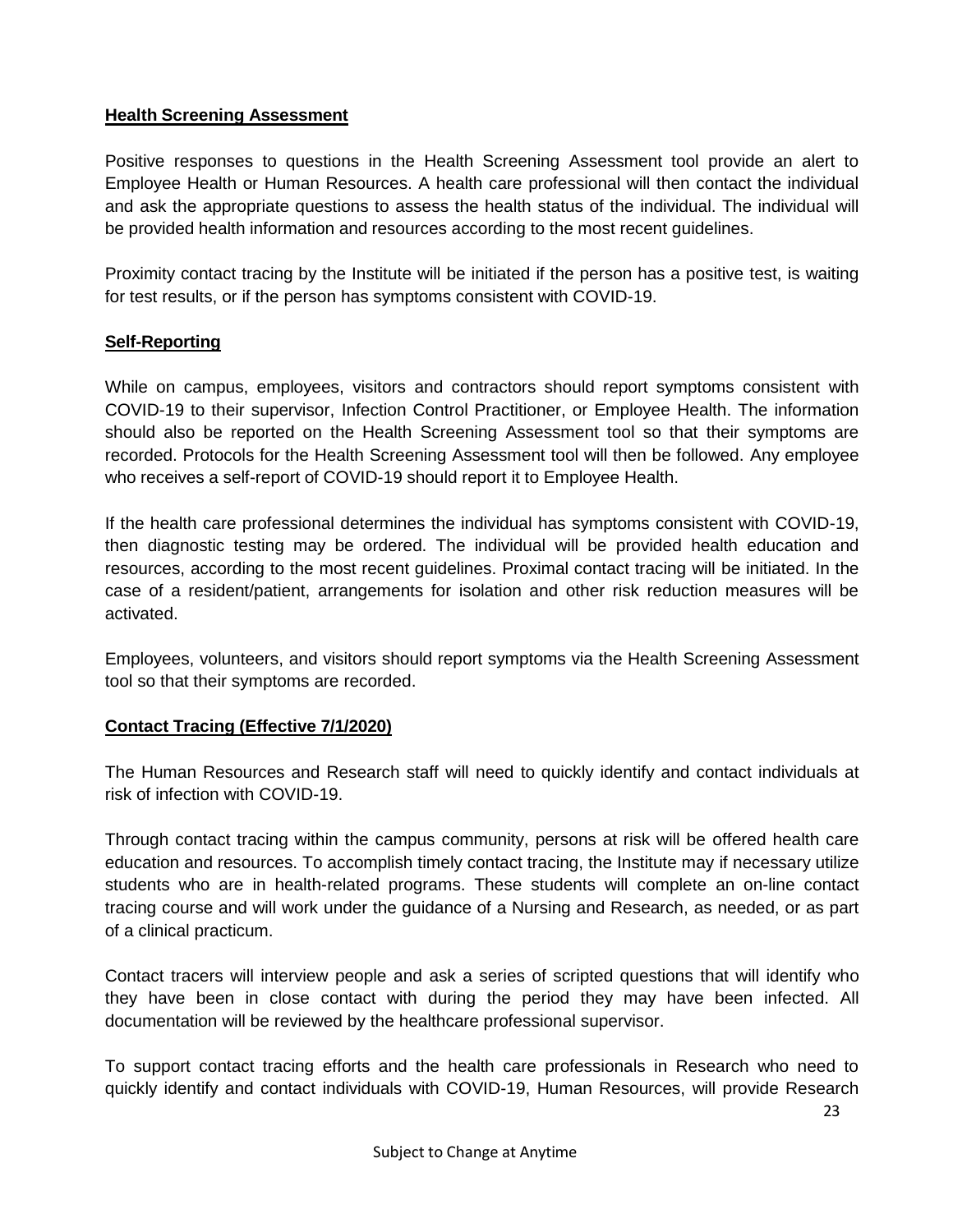## Health Screening Assessment

Positive responses to questions in the Health Screening Assessment tool provide an alert to Employee Health or Human Resources. A health care professional will then contact the individual and ask the appropriate questions to assess the health status of the individual. The individual will be provided health information and resources according to the most recent guidelines.

Proximity contact tracing by the Institute will be initiated if the person has a positive test, is waiting for test results, or if the person has symptoms consistent with COVID-19.

## Self-Reporting

While on campus, employees, visitors and contractors should report symptoms consistent with COVID-19 to their supervisor, Infection Control Practitioner, or Employee Health. The information should also be reported on the Health Screening Assessment tool so that their symptoms are recorded. Protocols for the Health Screening Assessment tool will then be followed. Any employee who receives a self-report of COVID-19 should report it to Employee Health.

If the health care professional determines the individual has symptoms consistent with COVID-19, then diagnostic testing may be ordered. The individual will be provided health education and resources, according to the most recent guidelines. Proximal contact tracing will be initiated. In the case of a resident/patient, arrangements for isolation and other risk reduction measures will be activated.

Employees, volunteers, and visitors should report symptoms via the Health Screening Assessment tool so that their symptoms are recorded.

## Contact Tracing (Effective 7/1/2020)

The Human Resources and Research staff will need to quickly identify and contact individuals at risk of infection with COVID-19.

Through contact tracing within the campus community, persons at risk will be offered health care education and resources. To accomplish timely contact tracing, the Institute may if necessary utilize students who are in health-related programs. These students will complete an on-line contact tracing course and will work under the guidance of a Nursing and Research, as needed, or as part of a clinical practicum.

Contact tracers will interview people and ask a series of scripted questions that will identify who they have been in close contact with during the period they may have been infected. All documentation will be reviewed by the healthcare professional supervisor.

To support contact tracing efforts and the health care professionals in Research who need to quickly identify and contact individuals with COVID-19, Human Resources, will provide Research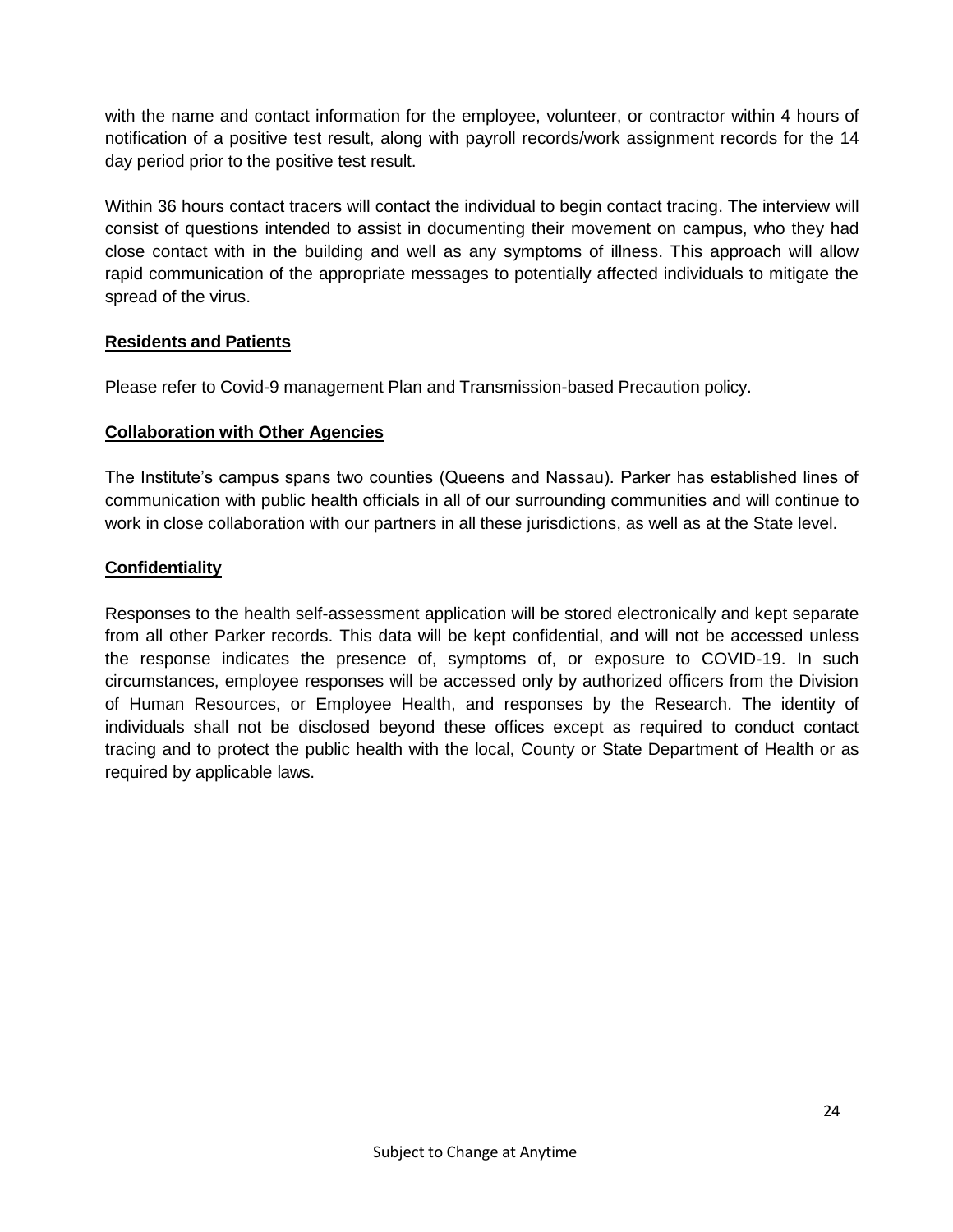with the name and contact information for the employee, volunteer, or contractor within 4 hours of notification of a positive test result, along with payroll records/work assignment records for the 14 day period prior to the positive test result.

Within 36 hours contact tracers will contact the individual to begin contact tracing. The interview will consist of questions intended to assist in documenting their movement on campus, who they had close contact with in the building and well as any symptoms of illness. This approach will allow rapid communication of the appropriate messages to potentially affected individuals to mitigate the spread of the virus.

**Residents and Patients**

Please refer to Covid-9 management Plan and Transmission-based Precaution policy.

**Collaboration with Other Agencies**

The Institute's campus spans two counties (Queens and Nassau). Parker has established lines of communication with public health officials in all of our surrounding communities and will continue to work in close collaboration with our partners in all these jurisdictions, as well as at the State level.

**Confidentiality**

Responses to the health self-assessment application will be stored electronically and kept separate from all other Parker records. This data will be kept confidential, and will not be accessed unless the response indicates the presence of, symptoms of, or exposure to COVID-19. In such circumstances, employee responses will be accessed only by authorized officers from the Division of Human Resources, or Employee Health, and responses by the Research. The identity of individuals shall not be disclosed beyond these offices except as required to conduct contact tracing and to protect the public health with the local, County or State Department of Health or as required by applicable laws.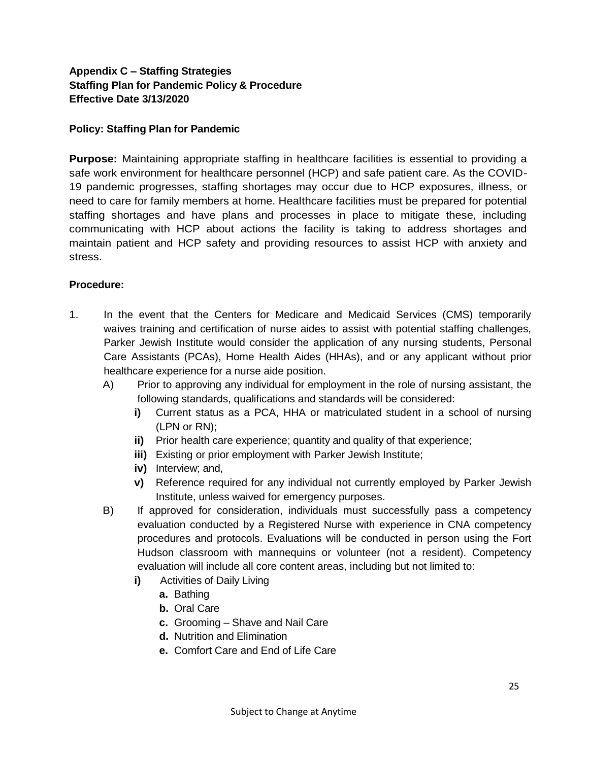**Appendix C – Staffing Strategies**
**Staffing Plan for Pandemic Policy & Procedure**
**Effective Date 3/13/2020**

**Policy: Staffing Plan for Pandemic**

**Purpose:** Maintaining appropriate staffing in healthcare facilities is essential to providing a safe work environment for healthcare personnel (HCP) and safe patient care. As the COVID-19 pandemic progresses, staffing shortages may occur due to HCP exposures, illness, or need to care for family members at home. Healthcare facilities must be prepared for potential staffing shortages and have plans and processes in place to mitigate these, including communicating with HCP about actions the facility is taking to address shortages and maintain patient and HCP safety and providing resources to assist HCP with anxiety and stress.

**Procedure:**

1. In the event that the Centers for Medicare and Medicaid Services (CMS) temporarily waives training and certification of nurse aides to assist with potential staffing challenges, Parker Jewish Institute would consider the application of any nursing students, Personal Care Assistants (PCAs), Home Health Aides (HHAs), and or any applicant without prior healthcare experience for a nurse aide position.
   - A) Prior to approving any individual for employment in the role of nursing assistant, the following standards, qualifications and standards will be considered:
     - **i)** Current status as a PCA, HHA or matriculated student in a school of nursing (LPN or RN);
     - **ii)** Prior health care experience; quantity and quality of that experience;
     - **iii)** Existing or prior employment with Parker Jewish Institute;
     - **iv)** Interview; and,
     - **v)** Reference required for any individual not currently employed by Parker Jewish Institute, unless waived for emergency purposes.
   - B) If approved for consideration, individuals must successfully pass a competency evaluation conducted by a Registered Nurse with experience in CNA competency procedures and protocols. Evaluations will be conducted in person using the Fort Hudson classroom with mannequins or volunteer (not a resident). Competency evaluation will include all core content areas, including but not limited to:
     - **i)** Activities of Daily Living
       - **a.** Bathing
       - **b.** Oral Care
       - **c.** Grooming – Shave and Nail Care
       - **d.** Nutrition and Elimination
       - **e.** Comfort Care and End of Life Care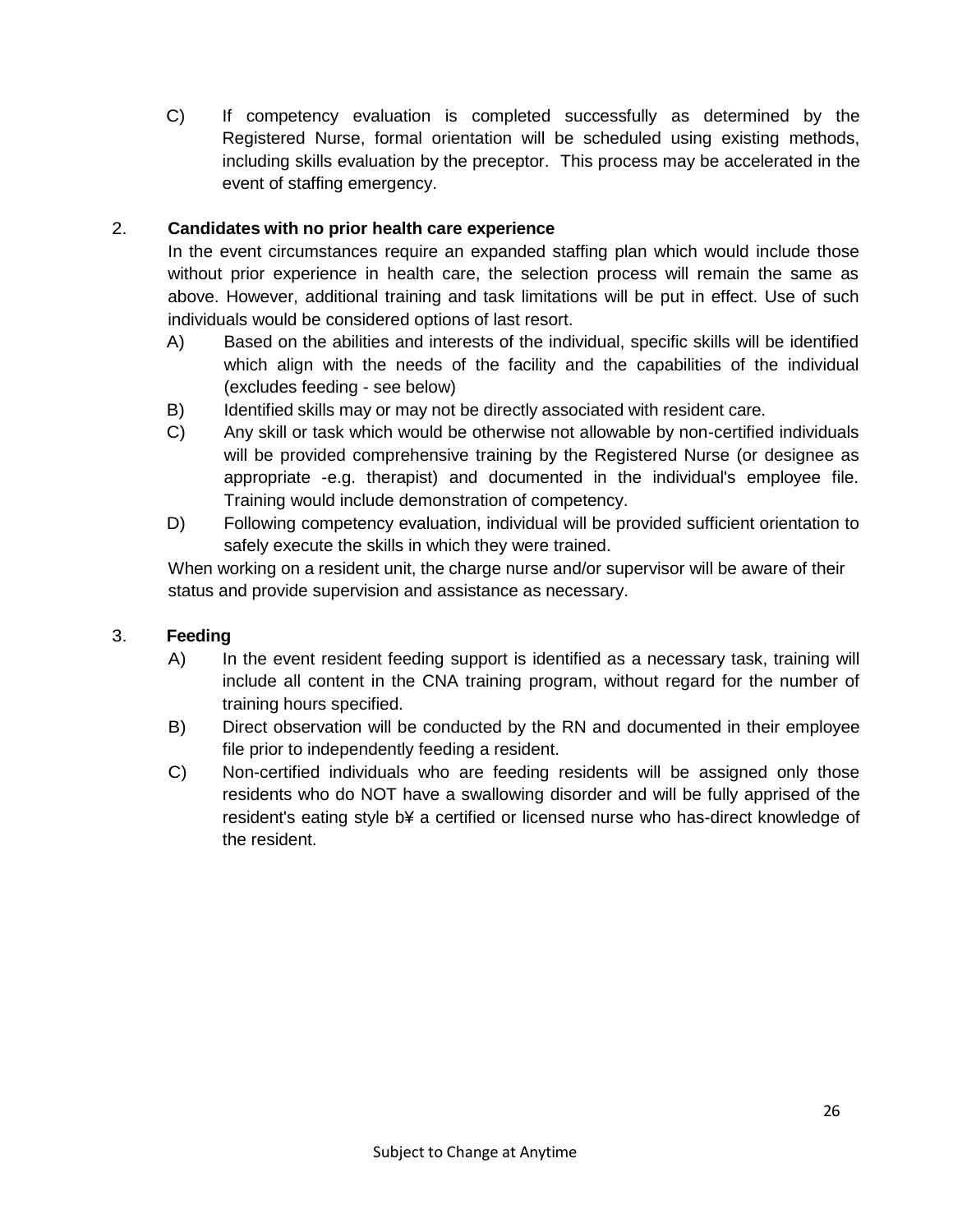C) If competency evaluation is completed successfully as determined by the Registered Nurse, formal orientation will be scheduled using existing methods, including skills evaluation by the preceptor. This process may be accelerated in the event of staffing emergency.

2. **Candidates with no prior health care experience**

In the event circumstances require an expanded staffing plan which would include those without prior experience in health care, the selection process will remain the same as above. However, additional training and task limitations will be put in effect. Use of such individuals would be considered options of last resort.

A) Based on the abilities and interests of the individual, specific skills will be identified which align with the needs of the facility and the capabilities of the individual (excludes feeding - see below)

B) Identified skills may or may not be directly associated with resident care.

C) Any skill or task which would be otherwise not allowable by non-certified individuals will be provided comprehensive training by the Registered Nurse (or designee as appropriate -e.g. therapist) and documented in the individual's employee file. Training would include demonstration of competency.

D) Following competency evaluation, individual will be provided sufficient orientation to safely execute the skills in which they were trained.

When working on a resident unit, the charge nurse and/or supervisor will be aware of their status and provide supervision and assistance as necessary.

3. **Feeding**

A) In the event resident feeding support is identified as a necessary task, training will include all content in the CNA training program, without regard for the number of training hours specified.

B) Direct observation will be conducted by the RN and documented in their employee file prior to independently feeding a resident.

C) Non-certified individuals who are feeding residents will be assigned only those residents who do NOT have a swallowing disorder and will be fully apprised of the resident's eating style b¥ a certified or licensed nurse who has-direct knowledge of the resident.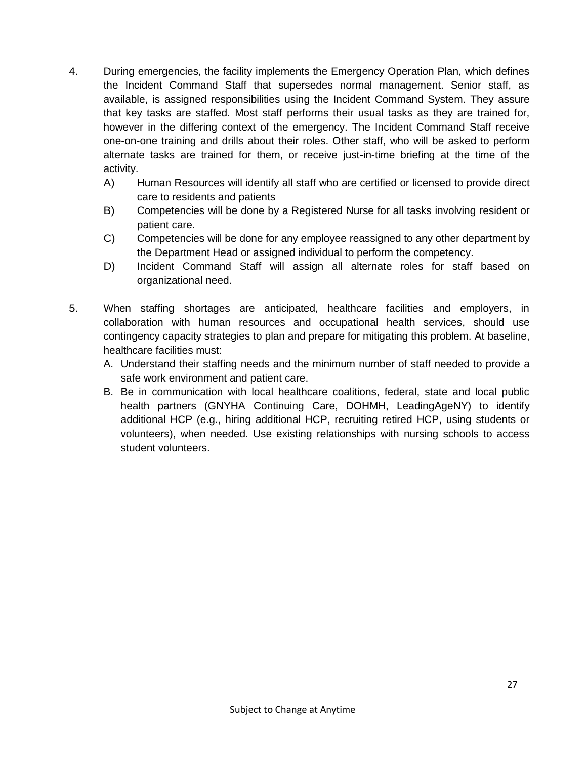4. During emergencies, the facility implements the Emergency Operation Plan, which defines the Incident Command Staff that supersedes normal management. Senior staff, as available, is assigned responsibilities using the Incident Command System. They assure that key tasks are staffed. Most staff performs their usual tasks as they are trained for, however in the differing context of the emergency. The Incident Command Staff receive one-on-one training and drills about their roles. Other staff, who will be asked to perform alternate tasks are trained for them, or receive just-in-time briefing at the time of the activity.
   - A) Human Resources will identify all staff who are certified or licensed to provide direct care to residents and patients
   - B) Competencies will be done by a Registered Nurse for all tasks involving resident or patient care.
   - C) Competencies will be done for any employee reassigned to any other department by the Department Head or assigned individual to perform the competency.
   - D) Incident Command Staff will assign all alternate roles for staff based on organizational need.

5. When staffing shortages are anticipated, healthcare facilities and employers, in collaboration with human resources and occupational health services, should use contingency capacity strategies to plan and prepare for mitigating this problem. At baseline, healthcare facilities must:
   - A. Understand their staffing needs and the minimum number of staff needed to provide a safe work environment and patient care.
   - B. Be in communication with local healthcare coalitions, federal, state and local public health partners (GNYHA Continuing Care, DOHMH, LeadingAgeNY) to identify additional HCP (e.g., hiring additional HCP, recruiting retired HCP, using students or volunteers), when needed. Use existing relationships with nursing schools to access student volunteers.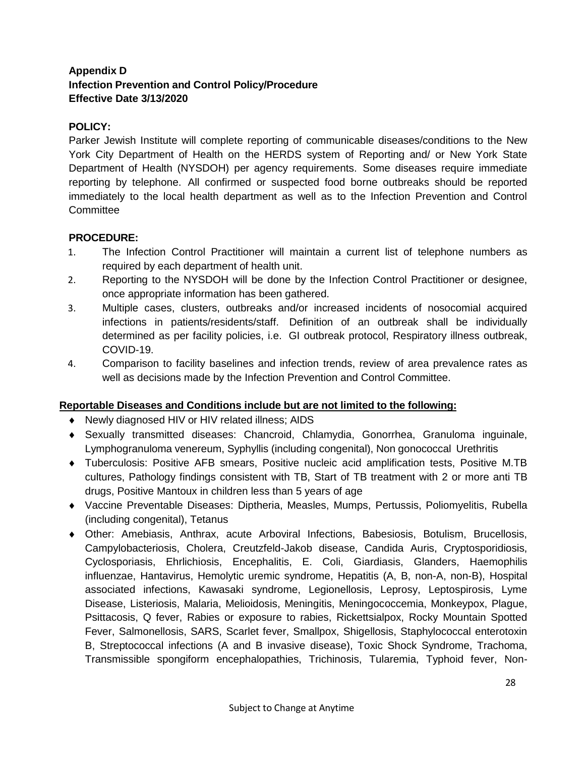**Appendix D**
**Infection Prevention and Control Policy/Procedure**
**Effective Date 3/13/2020**

**POLICY:**

Parker Jewish Institute will complete reporting of communicable diseases/conditions to the New York City Department of Health on the HERDS system of Reporting and/ or New York State Department of Health (NYSDOH) per agency requirements. Some diseases require immediate reporting by telephone. All confirmed or suspected food borne outbreaks should be reported immediately to the local health department as well as to the Infection Prevention and Control Committee

**PROCEDURE:**

1. The Infection Control Practitioner will maintain a current list of telephone numbers as required by each department of health unit.
2. Reporting to the NYSDOH will be done by the Infection Control Practitioner or designee, once appropriate information has been gathered.
3. Multiple cases, clusters, outbreaks and/or increased incidents of nosocomial acquired infections in patients/residents/staff. Definition of an outbreak shall be individually determined as per facility policies, i.e. GI outbreak protocol, Respiratory illness outbreak, COVID-19.
4. Comparison to facility baselines and infection trends, review of area prevalence rates as well as decisions made by the Infection Prevention and Control Committee.

**<u>Reportable Diseases and Conditions include but are not limited to the following:</u>**

- Newly diagnosed HIV or HIV related illness; AIDS
- Sexually transmitted diseases: Chancroid, Chlamydia, Gonorrhea, Granuloma inguinale, Lymphogranuloma venereum, Syphyllis (including congenital), Non gonococcal Urethritis
- Tuberculosis: Positive AFB smears, Positive nucleic acid amplification tests, Positive M.TB cultures, Pathology findings consistent with TB, Start of TB treatment with 2 or more anti TB drugs, Positive Mantoux in children less than 5 years of age
- Vaccine Preventable Diseases: Diptheria, Measles, Mumps, Pertussis, Poliomyelitis, Rubella (including congenital), Tetanus
- Other: Amebiasis, Anthrax, acute Arboviral Infections, Babesiosis, Botulism, Brucellosis, Campylobacteriosis, Cholera, Creutzfeld-Jakob disease, Candida Auris, Cryptosporidiosis, Cyclosporiasis, Ehrlichiosis, Encephalitis, E. Coli, Giardiasis, Glanders, Haemophilis influenzae, Hantavirus, Hemolytic uremic syndrome, Hepatitis (A, B, non-A, non-B), Hospital associated infections, Kawasaki syndrome, Legionellosis, Leprosy, Leptospirosis, Lyme Disease, Listeriosis, Malaria, Melioidosis, Meningitis, Meningococcemia, Monkeypox, Plague, Psittacosis, Q fever, Rabies or exposure to rabies, Rickettsialpox, Rocky Mountain Spotted Fever, Salmonellosis, SARS, Scarlet fever, Smallpox, Shigellosis, Staphylococcal enterotoxin B, Streptococcal infections (A and B invasive disease), Toxic Shock Syndrome, Trachoma, Transmissible spongiform encephalopathies, Trichinosis, Tularemia, Typhoid fever, Non-

Subject to Change at Anytime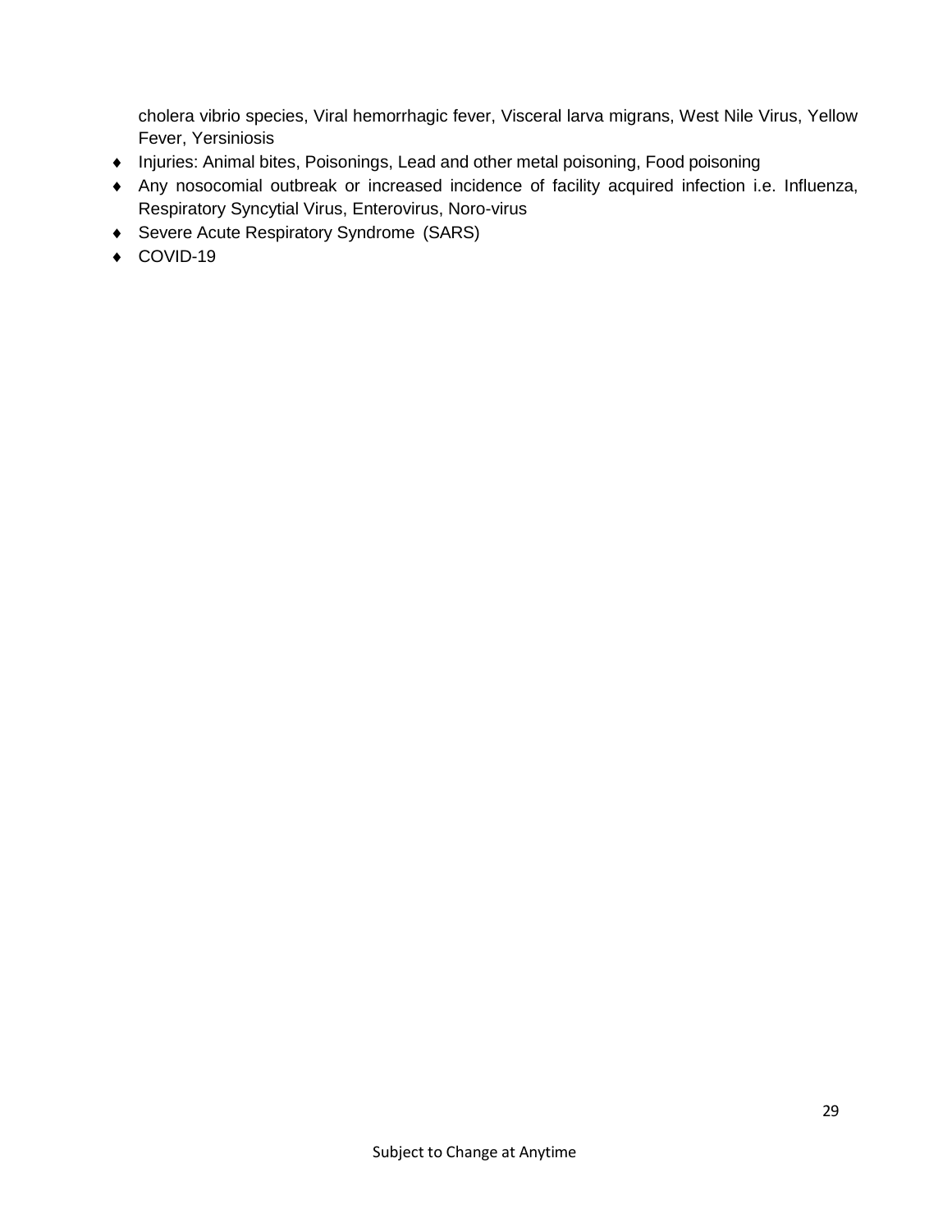cholera vibrio species, Viral hemorrhagic fever, Visceral larva migrans, West Nile Virus, Yellow Fever, Yersiniosis

- Injuries: Animal bites, Poisonings, Lead and other metal poisoning, Food poisoning
- Any nosocomial outbreak or increased incidence of facility acquired infection i.e. Influenza, Respiratory Syncytial Virus, Enterovirus, Noro-virus
- Severe Acute Respiratory Syndrome (SARS)
- COVID-19